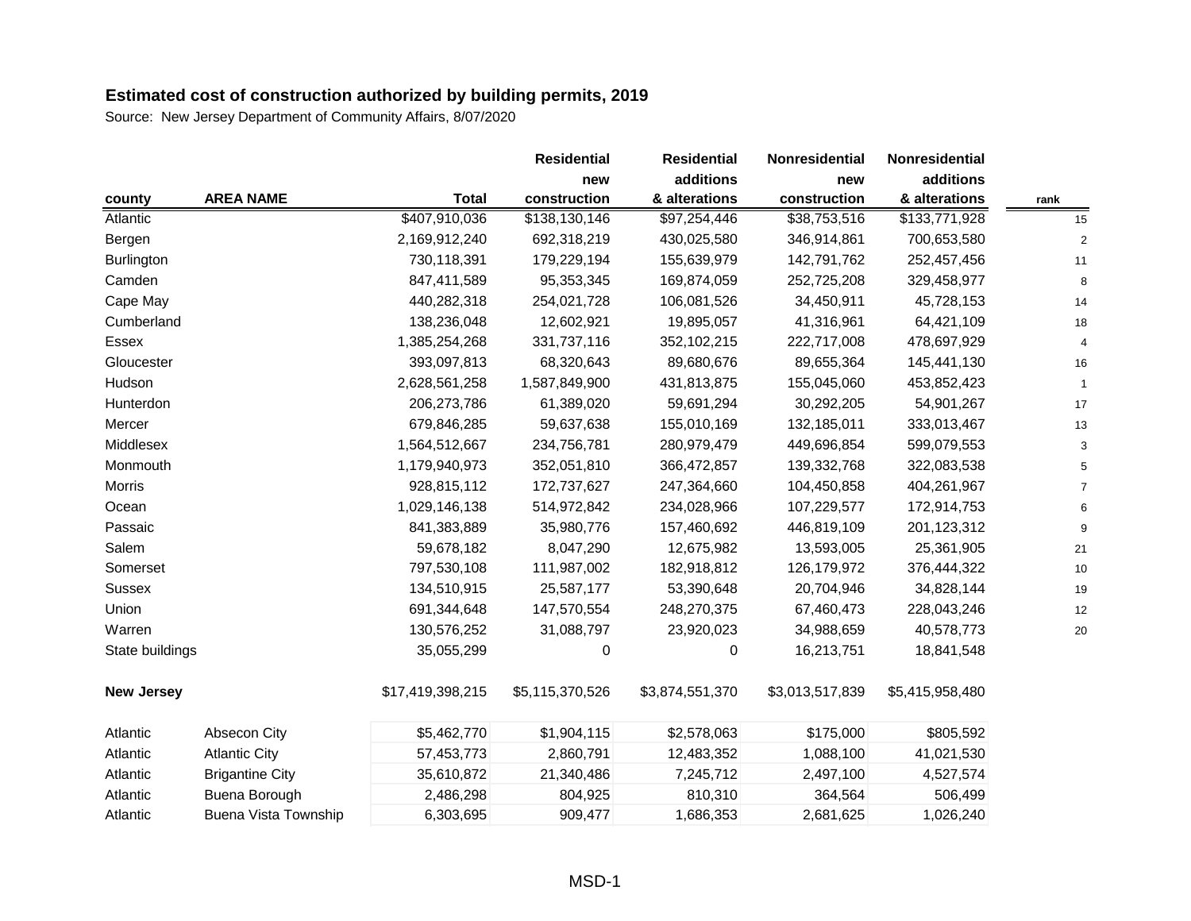**Estimated cost of construction authorized by building permits, 2019**

Source: New Jersey Department of Community Affairs, 8/07/2020

| county | AREA NAME | Total | Residential new construction | Residential additions & alterations | Nonresidential new construction | Nonresidential additions & alterations | rank |
|---|---|---|---|---|---|---|---|
| Atlantic | | $407,910,036 | $138,130,146 | $97,254,446 | $38,753,516 | $133,771,928 | 15 |
| Bergen | | 2,169,912,240 | 692,318,219 | 430,025,580 | 346,914,861 | 700,653,580 | 2 |
| Burlington | | 730,118,391 | 179,229,194 | 155,639,979 | 142,791,762 | 252,457,456 | 11 |
| Camden | | 847,411,589 | 95,353,345 | 169,874,059 | 252,725,208 | 329,458,977 | 8 |
| Cape May | | 440,282,318 | 254,021,728 | 106,081,526 | 34,450,911 | 45,728,153 | 14 |
| Cumberland | | 138,236,048 | 12,602,921 | 19,895,057 | 41,316,961 | 64,421,109 | 18 |
| Essex | | 1,385,254,268 | 331,737,116 | 352,102,215 | 222,717,008 | 478,697,929 | 4 |
| Gloucester | | 393,097,813 | 68,320,643 | 89,680,676 | 89,655,364 | 145,441,130 | 16 |
| Hudson | | 2,628,561,258 | 1,587,849,900 | 431,813,875 | 155,045,060 | 453,852,423 | 1 |
| Hunterdon | | 206,273,786 | 61,389,020 | 59,691,294 | 30,292,205 | 54,901,267 | 17 |
| Mercer | | 679,846,285 | 59,637,638 | 155,010,169 | 132,185,011 | 333,013,467 | 13 |
| Middlesex | | 1,564,512,667 | 234,756,781 | 280,979,479 | 449,696,854 | 599,079,553 | 3 |
| Monmouth | | 1,179,940,973 | 352,051,810 | 366,472,857 | 139,332,768 | 322,083,538 | 5 |
| Morris | | 928,815,112 | 172,737,627 | 247,364,660 | 104,450,858 | 404,261,967 | 7 |
| Ocean | | 1,029,146,138 | 514,972,842 | 234,028,966 | 107,229,577 | 172,914,753 | 6 |
| Passaic | | 841,383,889 | 35,980,776 | 157,460,692 | 446,819,109 | 201,123,312 | 9 |
| Salem | | 59,678,182 | 8,047,290 | 12,675,982 | 13,593,005 | 25,361,905 | 21 |
| Somerset | | 797,530,108 | 111,987,002 | 182,918,812 | 126,179,972 | 376,444,322 | 10 |
| Sussex | | 134,510,915 | 25,587,177 | 53,390,648 | 20,704,946 | 34,828,144 | 19 |
| Union | | 691,344,648 | 147,570,554 | 248,270,375 | 67,460,473 | 228,043,246 | 12 |
| Warren | | 130,576,252 | 31,088,797 | 23,920,023 | 34,988,659 | 40,578,773 | 20 |
| State buildings | | 35,055,299 | 0 | 0 | 16,213,751 | 18,841,548 | |
| **New Jersey** | | $17,419,398,215 | $5,115,370,526 | $3,874,551,370 | $3,013,517,839 | $5,415,958,480 | |
| Atlantic | Absecon City | $5,462,770 | $1,904,115 | $2,578,063 | $175,000 | $805,592 | |
| Atlantic | Atlantic City | 57,453,773 | 2,860,791 | 12,483,352 | 1,088,100 | 41,021,530 | |
| Atlantic | Brigantine City | 35,610,872 | 21,340,486 | 7,245,712 | 2,497,100 | 4,527,574 | |
| Atlantic | Buena Borough | 2,486,298 | 804,925 | 810,310 | 364,564 | 506,499 | |
| Atlantic | Buena Vista Township | 6,303,695 | 909,477 | 1,686,353 | 2,681,625 | 1,026,240 | |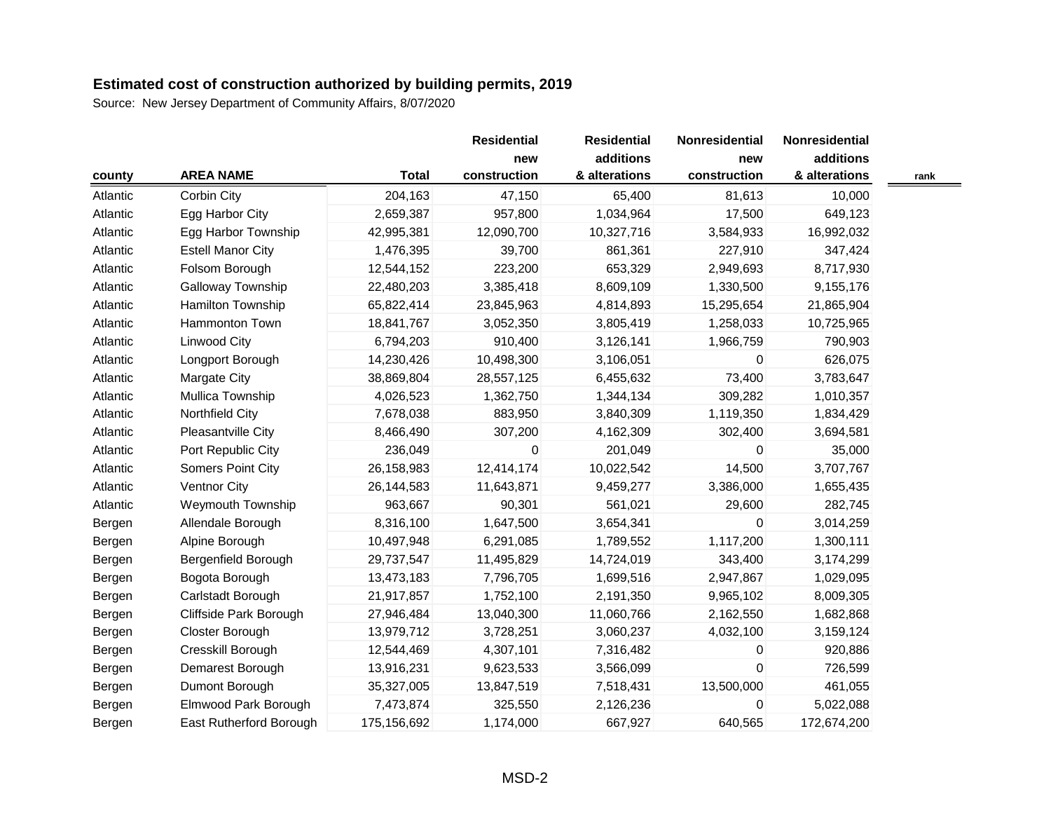**Estimated cost of construction authorized by building permits, 2019**

Source: New Jersey Department of Community Affairs, 8/07/2020

| county | AREA NAME | Total | Residential new construction | Residential additions & alterations | Nonresidential new construction | Nonresidential additions & alterations | rank |
|---|---|---|---|---|---|---|---|
| Atlantic | Corbin City | 204,163 | 47,150 | 65,400 | 81,613 | 10,000 | |
| Atlantic | Egg Harbor City | 2,659,387 | 957,800 | 1,034,964 | 17,500 | 649,123 | |
| Atlantic | Egg Harbor Township | 42,995,381 | 12,090,700 | 10,327,716 | 3,584,933 | 16,992,032 | |
| Atlantic | Estell Manor City | 1,476,395 | 39,700 | 861,361 | 227,910 | 347,424 | |
| Atlantic | Folsom Borough | 12,544,152 | 223,200 | 653,329 | 2,949,693 | 8,717,930 | |
| Atlantic | Galloway Township | 22,480,203 | 3,385,418 | 8,609,109 | 1,330,500 | 9,155,176 | |
| Atlantic | Hamilton Township | 65,822,414 | 23,845,963 | 4,814,893 | 15,295,654 | 21,865,904 | |
| Atlantic | Hammonton Town | 18,841,767 | 3,052,350 | 3,805,419 | 1,258,033 | 10,725,965 | |
| Atlantic | Linwood City | 6,794,203 | 910,400 | 3,126,141 | 1,966,759 | 790,903 | |
| Atlantic | Longport Borough | 14,230,426 | 10,498,300 | 3,106,051 | 0 | 626,075 | |
| Atlantic | Margate City | 38,869,804 | 28,557,125 | 6,455,632 | 73,400 | 3,783,647 | |
| Atlantic | Mullica Township | 4,026,523 | 1,362,750 | 1,344,134 | 309,282 | 1,010,357 | |
| Atlantic | Northfield City | 7,678,038 | 883,950 | 3,840,309 | 1,119,350 | 1,834,429 | |
| Atlantic | Pleasantville City | 8,466,490 | 307,200 | 4,162,309 | 302,400 | 3,694,581 | |
| Atlantic | Port Republic City | 236,049 | 0 | 201,049 | 0 | 35,000 | |
| Atlantic | Somers Point City | 26,158,983 | 12,414,174 | 10,022,542 | 14,500 | 3,707,767 | |
| Atlantic | Ventnor City | 26,144,583 | 11,643,871 | 9,459,277 | 3,386,000 | 1,655,435 | |
| Atlantic | Weymouth Township | 963,667 | 90,301 | 561,021 | 29,600 | 282,745 | |
| Bergen | Allendale Borough | 8,316,100 | 1,647,500 | 3,654,341 | 0 | 3,014,259 | |
| Bergen | Alpine Borough | 10,497,948 | 6,291,085 | 1,789,552 | 1,117,200 | 1,300,111 | |
| Bergen | Bergenfield Borough | 29,737,547 | 11,495,829 | 14,724,019 | 343,400 | 3,174,299 | |
| Bergen | Bogota Borough | 13,473,183 | 7,796,705 | 1,699,516 | 2,947,867 | 1,029,095 | |
| Bergen | Carlstadt Borough | 21,917,857 | 1,752,100 | 2,191,350 | 9,965,102 | 8,009,305 | |
| Bergen | Cliffside Park Borough | 27,946,484 | 13,040,300 | 11,060,766 | 2,162,550 | 1,682,868 | |
| Bergen | Closter Borough | 13,979,712 | 3,728,251 | 3,060,237 | 4,032,100 | 3,159,124 | |
| Bergen | Cresskill Borough | 12,544,469 | 4,307,101 | 7,316,482 | 0 | 920,886 | |
| Bergen | Demarest Borough | 13,916,231 | 9,623,533 | 3,566,099 | 0 | 726,599 | |
| Bergen | Dumont Borough | 35,327,005 | 13,847,519 | 7,518,431 | 13,500,000 | 461,055 | |
| Bergen | Elmwood Park Borough | 7,473,874 | 325,550 | 2,126,236 | 0 | 5,022,088 | |
| Bergen | East Rutherford Borough | 175,156,692 | 1,174,000 | 667,927 | 640,565 | 172,674,200 | |

MSD-2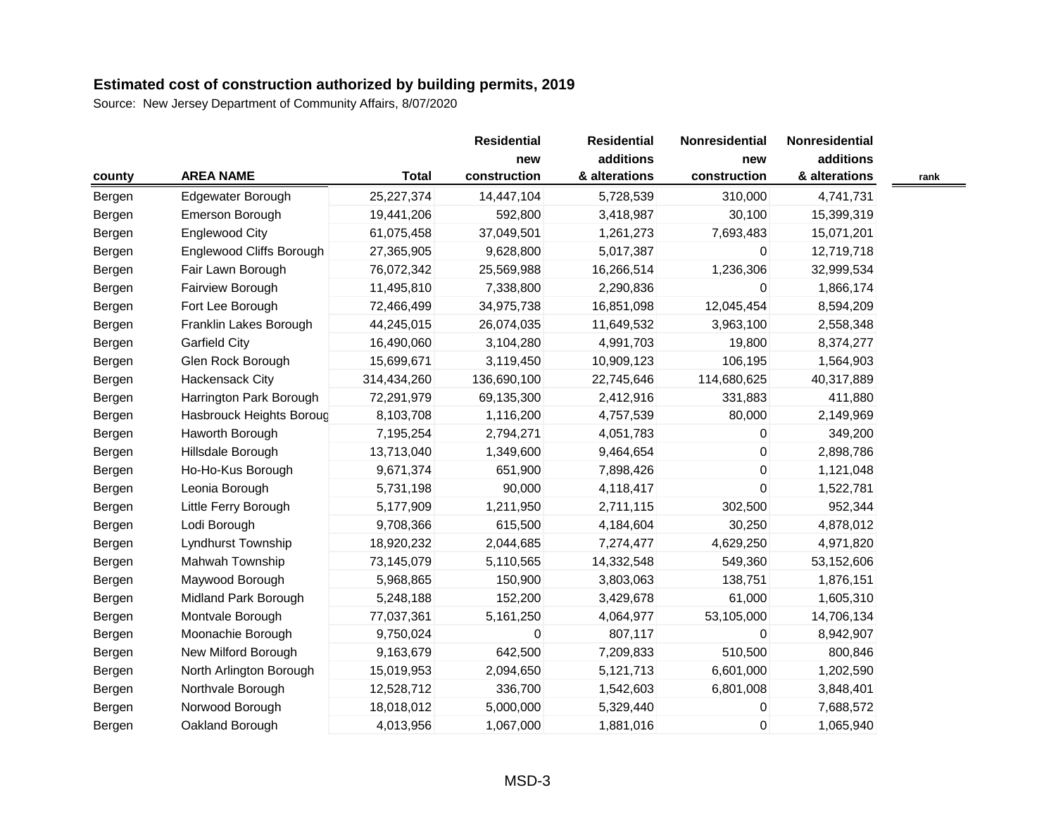**Estimated cost of construction authorized by building permits, 2019**

Source: New Jersey Department of Community Affairs, 8/07/2020

| county | AREA NAME | Total | Residential new construction | Residential additions & alterations | Nonresidential new construction | Nonresidential additions & alterations | rank |
|---|---|---|---|---|---|---|---|
| Bergen | Edgewater Borough | 25,227,374 | 14,447,104 | 5,728,539 | 310,000 | 4,741,731 | |
| Bergen | Emerson Borough | 19,441,206 | 592,800 | 3,418,987 | 30,100 | 15,399,319 | |
| Bergen | Englewood City | 61,075,458 | 37,049,501 | 1,261,273 | 7,693,483 | 15,071,201 | |
| Bergen | Englewood Cliffs Borough | 27,365,905 | 9,628,800 | 5,017,387 | 0 | 12,719,718 | |
| Bergen | Fair Lawn Borough | 76,072,342 | 25,569,988 | 16,266,514 | 1,236,306 | 32,999,534 | |
| Bergen | Fairview Borough | 11,495,810 | 7,338,800 | 2,290,836 | 0 | 1,866,174 | |
| Bergen | Fort Lee Borough | 72,466,499 | 34,975,738 | 16,851,098 | 12,045,454 | 8,594,209 | |
| Bergen | Franklin Lakes Borough | 44,245,015 | 26,074,035 | 11,649,532 | 3,963,100 | 2,558,348 | |
| Bergen | Garfield City | 16,490,060 | 3,104,280 | 4,991,703 | 19,800 | 8,374,277 | |
| Bergen | Glen Rock Borough | 15,699,671 | 3,119,450 | 10,909,123 | 106,195 | 1,564,903 | |
| Bergen | Hackensack City | 314,434,260 | 136,690,100 | 22,745,646 | 114,680,625 | 40,317,889 | |
| Bergen | Harrington Park Borough | 72,291,979 | 69,135,300 | 2,412,916 | 331,883 | 411,880 | |
| Bergen | Hasbrouck Heights Boroug | 8,103,708 | 1,116,200 | 4,757,539 | 80,000 | 2,149,969 | |
| Bergen | Haworth Borough | 7,195,254 | 2,794,271 | 4,051,783 | 0 | 349,200 | |
| Bergen | Hillsdale Borough | 13,713,040 | 1,349,600 | 9,464,654 | 0 | 2,898,786 | |
| Bergen | Ho-Ho-Kus Borough | 9,671,374 | 651,900 | 7,898,426 | 0 | 1,121,048 | |
| Bergen | Leonia Borough | 5,731,198 | 90,000 | 4,118,417 | 0 | 1,522,781 | |
| Bergen | Little Ferry Borough | 5,177,909 | 1,211,950 | 2,711,115 | 302,500 | 952,344 | |
| Bergen | Lodi Borough | 9,708,366 | 615,500 | 4,184,604 | 30,250 | 4,878,012 | |
| Bergen | Lyndhurst Township | 18,920,232 | 2,044,685 | 7,274,477 | 4,629,250 | 4,971,820 | |
| Bergen | Mahwah Township | 73,145,079 | 5,110,565 | 14,332,548 | 549,360 | 53,152,606 | |
| Bergen | Maywood Borough | 5,968,865 | 150,900 | 3,803,063 | 138,751 | 1,876,151 | |
| Bergen | Midland Park Borough | 5,248,188 | 152,200 | 3,429,678 | 61,000 | 1,605,310 | |
| Bergen | Montvale Borough | 77,037,361 | 5,161,250 | 4,064,977 | 53,105,000 | 14,706,134 | |
| Bergen | Moonachie Borough | 9,750,024 | 0 | 807,117 | 0 | 8,942,907 | |
| Bergen | New Milford Borough | 9,163,679 | 642,500 | 7,209,833 | 510,500 | 800,846 | |
| Bergen | North Arlington Borough | 15,019,953 | 2,094,650 | 5,121,713 | 6,601,000 | 1,202,590 | |
| Bergen | Northvale Borough | 12,528,712 | 336,700 | 1,542,603 | 6,801,008 | 3,848,401 | |
| Bergen | Norwood Borough | 18,018,012 | 5,000,000 | 5,329,440 | 0 | 7,688,572 | |
| Bergen | Oakland Borough | 4,013,956 | 1,067,000 | 1,881,016 | 0 | 1,065,940 | |

MSD-3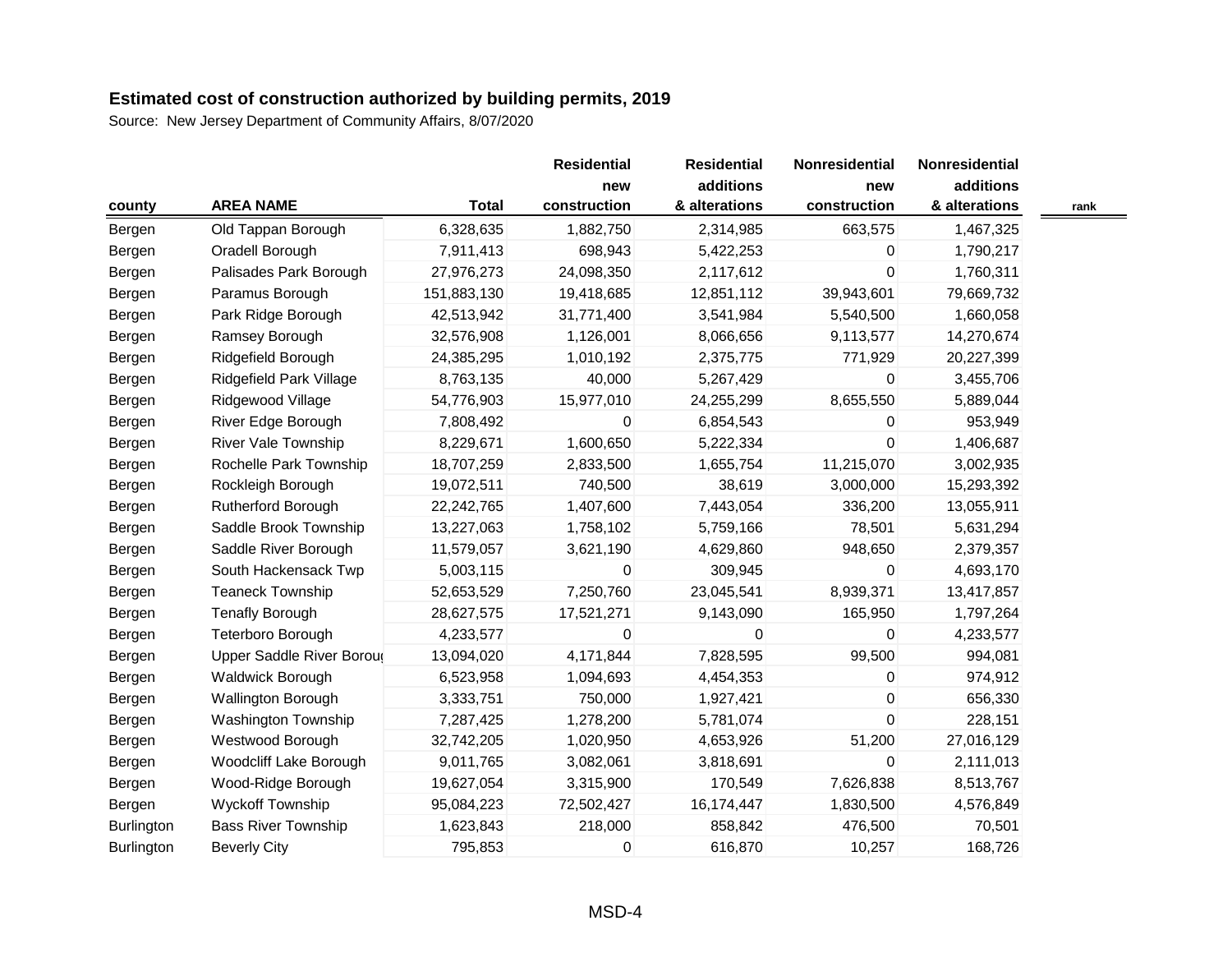**Estimated cost of construction authorized by building permits, 2019**

Source: New Jersey Department of Community Affairs, 8/07/2020

| county | AREA NAME | Total | Residential new construction | Residential additions & alterations | Nonresidential new construction | Nonresidential additions & alterations | rank |
|---|---|---|---|---|---|---|---|
| Bergen | Old Tappan Borough | 6,328,635 | 1,882,750 | 2,314,985 | 663,575 | 1,467,325 | |
| Bergen | Oradell Borough | 7,911,413 | 698,943 | 5,422,253 | 0 | 1,790,217 | |
| Bergen | Palisades Park Borough | 27,976,273 | 24,098,350 | 2,117,612 | 0 | 1,760,311 | |
| Bergen | Paramus Borough | 151,883,130 | 19,418,685 | 12,851,112 | 39,943,601 | 79,669,732 | |
| Bergen | Park Ridge Borough | 42,513,942 | 31,771,400 | 3,541,984 | 5,540,500 | 1,660,058 | |
| Bergen | Ramsey Borough | 32,576,908 | 1,126,001 | 8,066,656 | 9,113,577 | 14,270,674 | |
| Bergen | Ridgefield Borough | 24,385,295 | 1,010,192 | 2,375,775 | 771,929 | 20,227,399 | |
| Bergen | Ridgefield Park Village | 8,763,135 | 40,000 | 5,267,429 | 0 | 3,455,706 | |
| Bergen | Ridgewood Village | 54,776,903 | 15,977,010 | 24,255,299 | 8,655,550 | 5,889,044 | |
| Bergen | River Edge Borough | 7,808,492 | 0 | 6,854,543 | 0 | 953,949 | |
| Bergen | River Vale Township | 8,229,671 | 1,600,650 | 5,222,334 | 0 | 1,406,687 | |
| Bergen | Rochelle Park Township | 18,707,259 | 2,833,500 | 1,655,754 | 11,215,070 | 3,002,935 | |
| Bergen | Rockleigh Borough | 19,072,511 | 740,500 | 38,619 | 3,000,000 | 15,293,392 | |
| Bergen | Rutherford Borough | 22,242,765 | 1,407,600 | 7,443,054 | 336,200 | 13,055,911 | |
| Bergen | Saddle Brook Township | 13,227,063 | 1,758,102 | 5,759,166 | 78,501 | 5,631,294 | |
| Bergen | Saddle River Borough | 11,579,057 | 3,621,190 | 4,629,860 | 948,650 | 2,379,357 | |
| Bergen | South Hackensack Twp | 5,003,115 | 0 | 309,945 | 0 | 4,693,170 | |
| Bergen | Teaneck Township | 52,653,529 | 7,250,760 | 23,045,541 | 8,939,371 | 13,417,857 | |
| Bergen | Tenafly Borough | 28,627,575 | 17,521,271 | 9,143,090 | 165,950 | 1,797,264 | |
| Bergen | Teterboro Borough | 4,233,577 | 0 | 0 | 0 | 4,233,577 | |
| Bergen | Upper Saddle River Boroug | 13,094,020 | 4,171,844 | 7,828,595 | 99,500 | 994,081 | |
| Bergen | Waldwick Borough | 6,523,958 | 1,094,693 | 4,454,353 | 0 | 974,912 | |
| Bergen | Wallington Borough | 3,333,751 | 750,000 | 1,927,421 | 0 | 656,330 | |
| Bergen | Washington Township | 7,287,425 | 1,278,200 | 5,781,074 | 0 | 228,151 | |
| Bergen | Westwood Borough | 32,742,205 | 1,020,950 | 4,653,926 | 51,200 | 27,016,129 | |
| Bergen | Woodcliff Lake Borough | 9,011,765 | 3,082,061 | 3,818,691 | 0 | 2,111,013 | |
| Bergen | Wood-Ridge Borough | 19,627,054 | 3,315,900 | 170,549 | 7,626,838 | 8,513,767 | |
| Bergen | Wyckoff Township | 95,084,223 | 72,502,427 | 16,174,447 | 1,830,500 | 4,576,849 | |
| Burlington | Bass River Township | 1,623,843 | 218,000 | 858,842 | 476,500 | 70,501 | |
| Burlington | Beverly City | 795,853 | 0 | 616,870 | 10,257 | 168,726 | |

MSD-4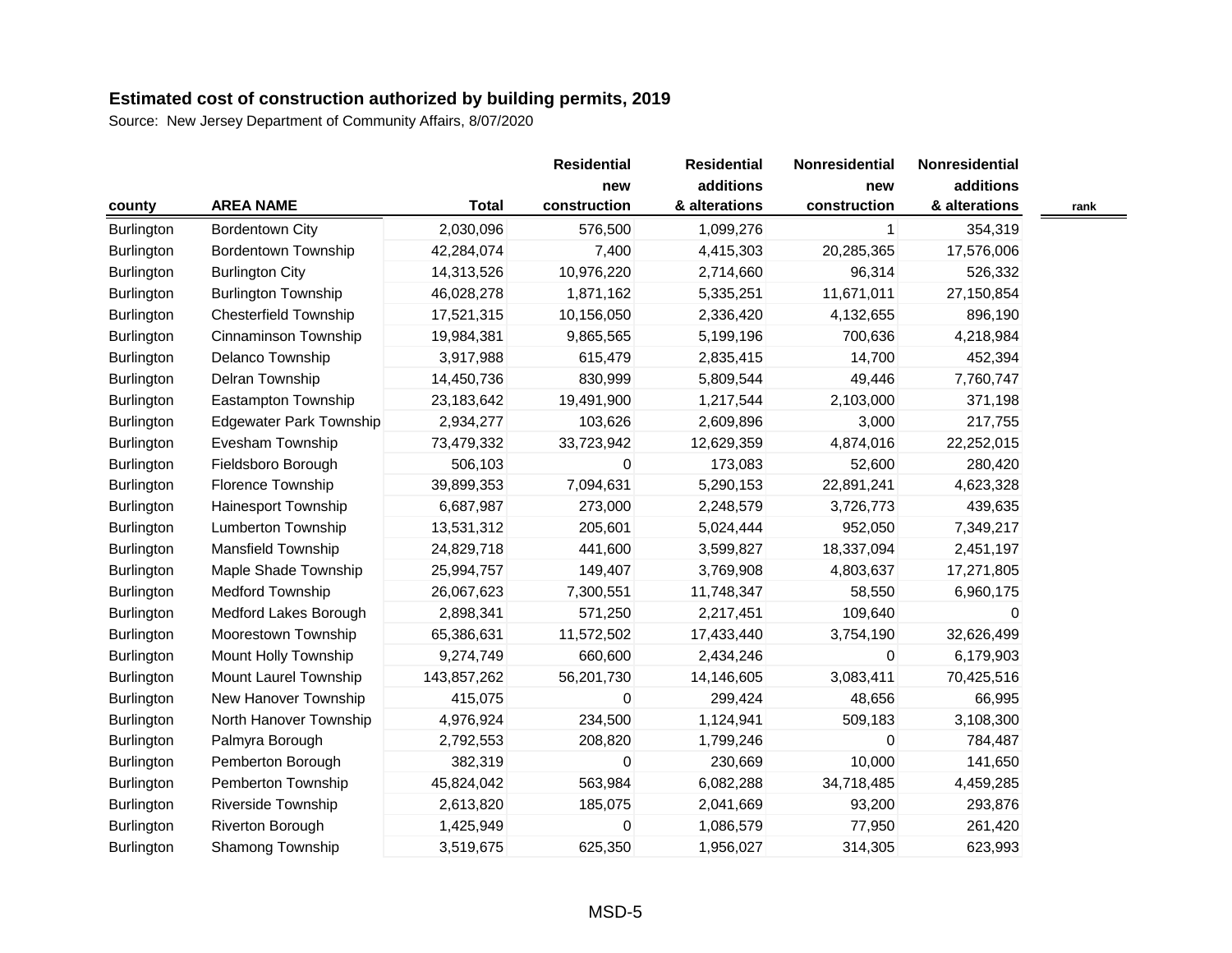## Estimated cost of construction authorized by building permits, 2019

Source: New Jersey Department of Community Affairs, 8/07/2020

| county | AREA NAME | Total | Residential new construction | Residential additions & alterations | Nonresidential new construction | Nonresidential additions & alterations | rank |
|---|---|---|---|---|---|---|---|
| Burlington | Bordentown City | 2,030,096 | 576,500 | 1,099,276 | 1 | 354,319 | |
| Burlington | Bordentown Township | 42,284,074 | 7,400 | 4,415,303 | 20,285,365 | 17,576,006 | |
| Burlington | Burlington City | 14,313,526 | 10,976,220 | 2,714,660 | 96,314 | 526,332 | |
| Burlington | Burlington Township | 46,028,278 | 1,871,162 | 5,335,251 | 11,671,011 | 27,150,854 | |
| Burlington | Chesterfield Township | 17,521,315 | 10,156,050 | 2,336,420 | 4,132,655 | 896,190 | |
| Burlington | Cinnaminson Township | 19,984,381 | 9,865,565 | 5,199,196 | 700,636 | 4,218,984 | |
| Burlington | Delanco Township | 3,917,988 | 615,479 | 2,835,415 | 14,700 | 452,394 | |
| Burlington | Delran Township | 14,450,736 | 830,999 | 5,809,544 | 49,446 | 7,760,747 | |
| Burlington | Eastampton Township | 23,183,642 | 19,491,900 | 1,217,544 | 2,103,000 | 371,198 | |
| Burlington | Edgewater Park Township | 2,934,277 | 103,626 | 2,609,896 | 3,000 | 217,755 | |
| Burlington | Evesham Township | 73,479,332 | 33,723,942 | 12,629,359 | 4,874,016 | 22,252,015 | |
| Burlington | Fieldsboro Borough | 506,103 | 0 | 173,083 | 52,600 | 280,420 | |
| Burlington | Florence Township | 39,899,353 | 7,094,631 | 5,290,153 | 22,891,241 | 4,623,328 | |
| Burlington | Hainesport Township | 6,687,987 | 273,000 | 2,248,579 | 3,726,773 | 439,635 | |
| Burlington | Lumberton Township | 13,531,312 | 205,601 | 5,024,444 | 952,050 | 7,349,217 | |
| Burlington | Mansfield Township | 24,829,718 | 441,600 | 3,599,827 | 18,337,094 | 2,451,197 | |
| Burlington | Maple Shade Township | 25,994,757 | 149,407 | 3,769,908 | 4,803,637 | 17,271,805 | |
| Burlington | Medford Township | 26,067,623 | 7,300,551 | 11,748,347 | 58,550 | 6,960,175 | |
| Burlington | Medford Lakes Borough | 2,898,341 | 571,250 | 2,217,451 | 109,640 | 0 | |
| Burlington | Moorestown Township | 65,386,631 | 11,572,502 | 17,433,440 | 3,754,190 | 32,626,499 | |
| Burlington | Mount Holly Township | 9,274,749 | 660,600 | 2,434,246 | 0 | 6,179,903 | |
| Burlington | Mount Laurel Township | 143,857,262 | 56,201,730 | 14,146,605 | 3,083,411 | 70,425,516 | |
| Burlington | New Hanover Township | 415,075 | 0 | 299,424 | 48,656 | 66,995 | |
| Burlington | North Hanover Township | 4,976,924 | 234,500 | 1,124,941 | 509,183 | 3,108,300 | |
| Burlington | Palmyra Borough | 2,792,553 | 208,820 | 1,799,246 | 0 | 784,487 | |
| Burlington | Pemberton Borough | 382,319 | 0 | 230,669 | 10,000 | 141,650 | |
| Burlington | Pemberton Township | 45,824,042 | 563,984 | 6,082,288 | 34,718,485 | 4,459,285 | |
| Burlington | Riverside Township | 2,613,820 | 185,075 | 2,041,669 | 93,200 | 293,876 | |
| Burlington | Riverton Borough | 1,425,949 | 0 | 1,086,579 | 77,950 | 261,420 | |
| Burlington | Shamong Township | 3,519,675 | 625,350 | 1,956,027 | 314,305 | 623,993 | |

MSD-5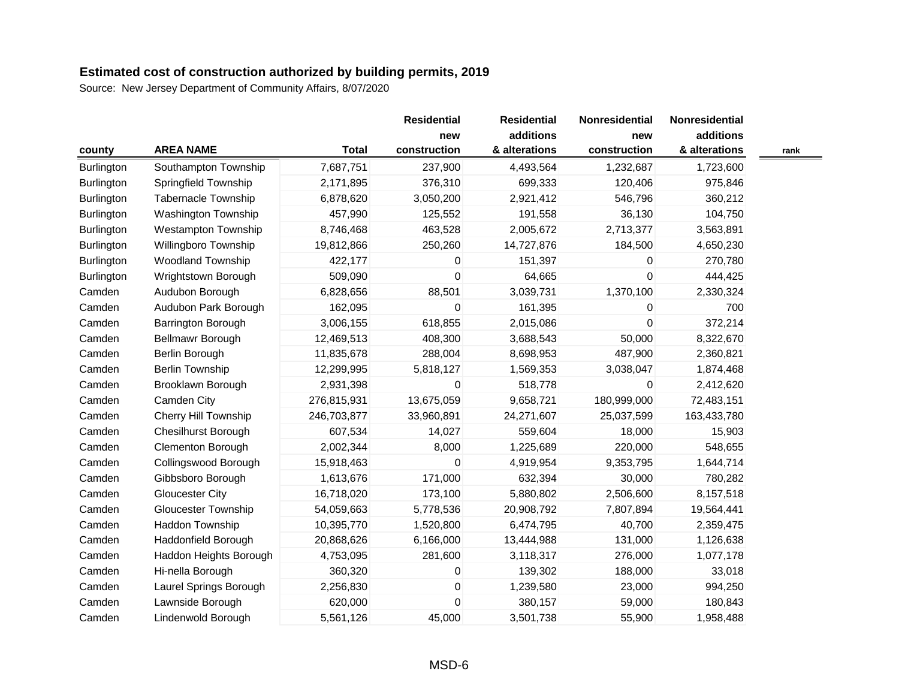## Estimated cost of construction authorized by building permits, 2019

Source: New Jersey Department of Community Affairs, 8/07/2020

| county | AREA NAME | Total | Residential new construction | Residential additions & alterations | Nonresidential new construction | Nonresidential additions & alterations | rank |
|---|---|---|---|---|---|---|---|
| Burlington | Southampton Township | 7,687,751 | 237,900 | 4,493,564 | 1,232,687 | 1,723,600 | |
| Burlington | Springfield Township | 2,171,895 | 376,310 | 699,333 | 120,406 | 975,846 | |
| Burlington | Tabernacle Township | 6,878,620 | 3,050,200 | 2,921,412 | 546,796 | 360,212 | |
| Burlington | Washington Township | 457,990 | 125,552 | 191,558 | 36,130 | 104,750 | |
| Burlington | Westampton Township | 8,746,468 | 463,528 | 2,005,672 | 2,713,377 | 3,563,891 | |
| Burlington | Willingboro Township | 19,812,866 | 250,260 | 14,727,876 | 184,500 | 4,650,230 | |
| Burlington | Woodland Township | 422,177 | 0 | 151,397 | 0 | 270,780 | |
| Burlington | Wrightstown Borough | 509,090 | 0 | 64,665 | 0 | 444,425 | |
| Camden | Audubon Borough | 6,828,656 | 88,501 | 3,039,731 | 1,370,100 | 2,330,324 | |
| Camden | Audubon Park Borough | 162,095 | 0 | 161,395 | 0 | 700 | |
| Camden | Barrington Borough | 3,006,155 | 618,855 | 2,015,086 | 0 | 372,214 | |
| Camden | Bellmawr Borough | 12,469,513 | 408,300 | 3,688,543 | 50,000 | 8,322,670 | |
| Camden | Berlin Borough | 11,835,678 | 288,004 | 8,698,953 | 487,900 | 2,360,821 | |
| Camden | Berlin Township | 12,299,995 | 5,818,127 | 1,569,353 | 3,038,047 | 1,874,468 | |
| Camden | Brooklawn Borough | 2,931,398 | 0 | 518,778 | 0 | 2,412,620 | |
| Camden | Camden City | 276,815,931 | 13,675,059 | 9,658,721 | 180,999,000 | 72,483,151 | |
| Camden | Cherry Hill Township | 246,703,877 | 33,960,891 | 24,271,607 | 25,037,599 | 163,433,780 | |
| Camden | Chesilhurst Borough | 607,534 | 14,027 | 559,604 | 18,000 | 15,903 | |
| Camden | Clementon Borough | 2,002,344 | 8,000 | 1,225,689 | 220,000 | 548,655 | |
| Camden | Collingswood Borough | 15,918,463 | 0 | 4,919,954 | 9,353,795 | 1,644,714 | |
| Camden | Gibbsboro Borough | 1,613,676 | 171,000 | 632,394 | 30,000 | 780,282 | |
| Camden | Gloucester City | 16,718,020 | 173,100 | 5,880,802 | 2,506,600 | 8,157,518 | |
| Camden | Gloucester Township | 54,059,663 | 5,778,536 | 20,908,792 | 7,807,894 | 19,564,441 | |
| Camden | Haddon Township | 10,395,770 | 1,520,800 | 6,474,795 | 40,700 | 2,359,475 | |
| Camden | Haddonfield Borough | 20,868,626 | 6,166,000 | 13,444,988 | 131,000 | 1,126,638 | |
| Camden | Haddon Heights Borough | 4,753,095 | 281,600 | 3,118,317 | 276,000 | 1,077,178 | |
| Camden | Hi-nella Borough | 360,320 | 0 | 139,302 | 188,000 | 33,018 | |
| Camden | Laurel Springs Borough | 2,256,830 | 0 | 1,239,580 | 23,000 | 994,250 | |
| Camden | Lawnside Borough | 620,000 | 0 | 380,157 | 59,000 | 180,843 | |
| Camden | Lindenwold Borough | 5,561,126 | 45,000 | 3,501,738 | 55,900 | 1,958,488 | |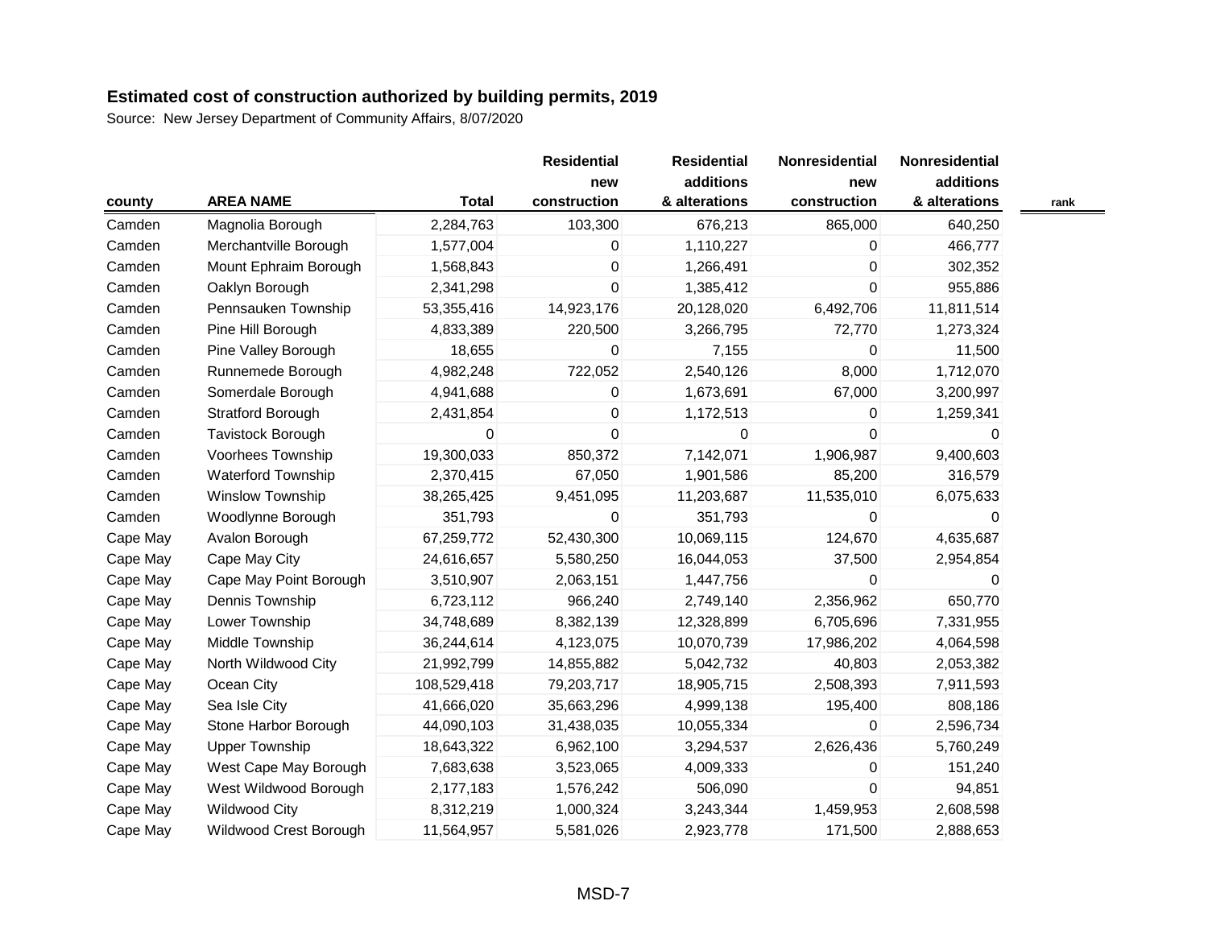**Estimated cost of construction authorized by building permits, 2019**

Source: New Jersey Department of Community Affairs, 8/07/2020

| county | AREA NAME | Total | Residential new construction | Residential additions & alterations | Nonresidential new construction | Nonresidential additions & alterations | rank |
|---|---|---|---|---|---|---|---|
| Camden | Magnolia Borough | 2,284,763 | 103,300 | 676,213 | 865,000 | 640,250 | |
| Camden | Merchantville Borough | 1,577,004 | 0 | 1,110,227 | 0 | 466,777 | |
| Camden | Mount Ephraim Borough | 1,568,843 | 0 | 1,266,491 | 0 | 302,352 | |
| Camden | Oaklyn Borough | 2,341,298 | 0 | 1,385,412 | 0 | 955,886 | |
| Camden | Pennsauken Township | 53,355,416 | 14,923,176 | 20,128,020 | 6,492,706 | 11,811,514 | |
| Camden | Pine Hill Borough | 4,833,389 | 220,500 | 3,266,795 | 72,770 | 1,273,324 | |
| Camden | Pine Valley Borough | 18,655 | 0 | 7,155 | 0 | 11,500 | |
| Camden | Runnemede Borough | 4,982,248 | 722,052 | 2,540,126 | 8,000 | 1,712,070 | |
| Camden | Somerdale Borough | 4,941,688 | 0 | 1,673,691 | 67,000 | 3,200,997 | |
| Camden | Stratford Borough | 2,431,854 | 0 | 1,172,513 | 0 | 1,259,341 | |
| Camden | Tavistock Borough | 0 | 0 | 0 | 0 | 0 | |
| Camden | Voorhees Township | 19,300,033 | 850,372 | 7,142,071 | 1,906,987 | 9,400,603 | |
| Camden | Waterford Township | 2,370,415 | 67,050 | 1,901,586 | 85,200 | 316,579 | |
| Camden | Winslow Township | 38,265,425 | 9,451,095 | 11,203,687 | 11,535,010 | 6,075,633 | |
| Camden | Woodlynne Borough | 351,793 | 0 | 351,793 | 0 | 0 | |
| Cape May | Avalon Borough | 67,259,772 | 52,430,300 | 10,069,115 | 124,670 | 4,635,687 | |
| Cape May | Cape May City | 24,616,657 | 5,580,250 | 16,044,053 | 37,500 | 2,954,854 | |
| Cape May | Cape May Point Borough | 3,510,907 | 2,063,151 | 1,447,756 | 0 | 0 | |
| Cape May | Dennis Township | 6,723,112 | 966,240 | 2,749,140 | 2,356,962 | 650,770 | |
| Cape May | Lower Township | 34,748,689 | 8,382,139 | 12,328,899 | 6,705,696 | 7,331,955 | |
| Cape May | Middle Township | 36,244,614 | 4,123,075 | 10,070,739 | 17,986,202 | 4,064,598 | |
| Cape May | North Wildwood City | 21,992,799 | 14,855,882 | 5,042,732 | 40,803 | 2,053,382 | |
| Cape May | Ocean City | 108,529,418 | 79,203,717 | 18,905,715 | 2,508,393 | 7,911,593 | |
| Cape May | Sea Isle City | 41,666,020 | 35,663,296 | 4,999,138 | 195,400 | 808,186 | |
| Cape May | Stone Harbor Borough | 44,090,103 | 31,438,035 | 10,055,334 | 0 | 2,596,734 | |
| Cape May | Upper Township | 18,643,322 | 6,962,100 | 3,294,537 | 2,626,436 | 5,760,249 | |
| Cape May | West Cape May Borough | 7,683,638 | 3,523,065 | 4,009,333 | 0 | 151,240 | |
| Cape May | West Wildwood Borough | 2,177,183 | 1,576,242 | 506,090 | 0 | 94,851 | |
| Cape May | Wildwood City | 8,312,219 | 1,000,324 | 3,243,344 | 1,459,953 | 2,608,598 | |
| Cape May | Wildwood Crest Borough | 11,564,957 | 5,581,026 | 2,923,778 | 171,500 | 2,888,653 | |

MSD-7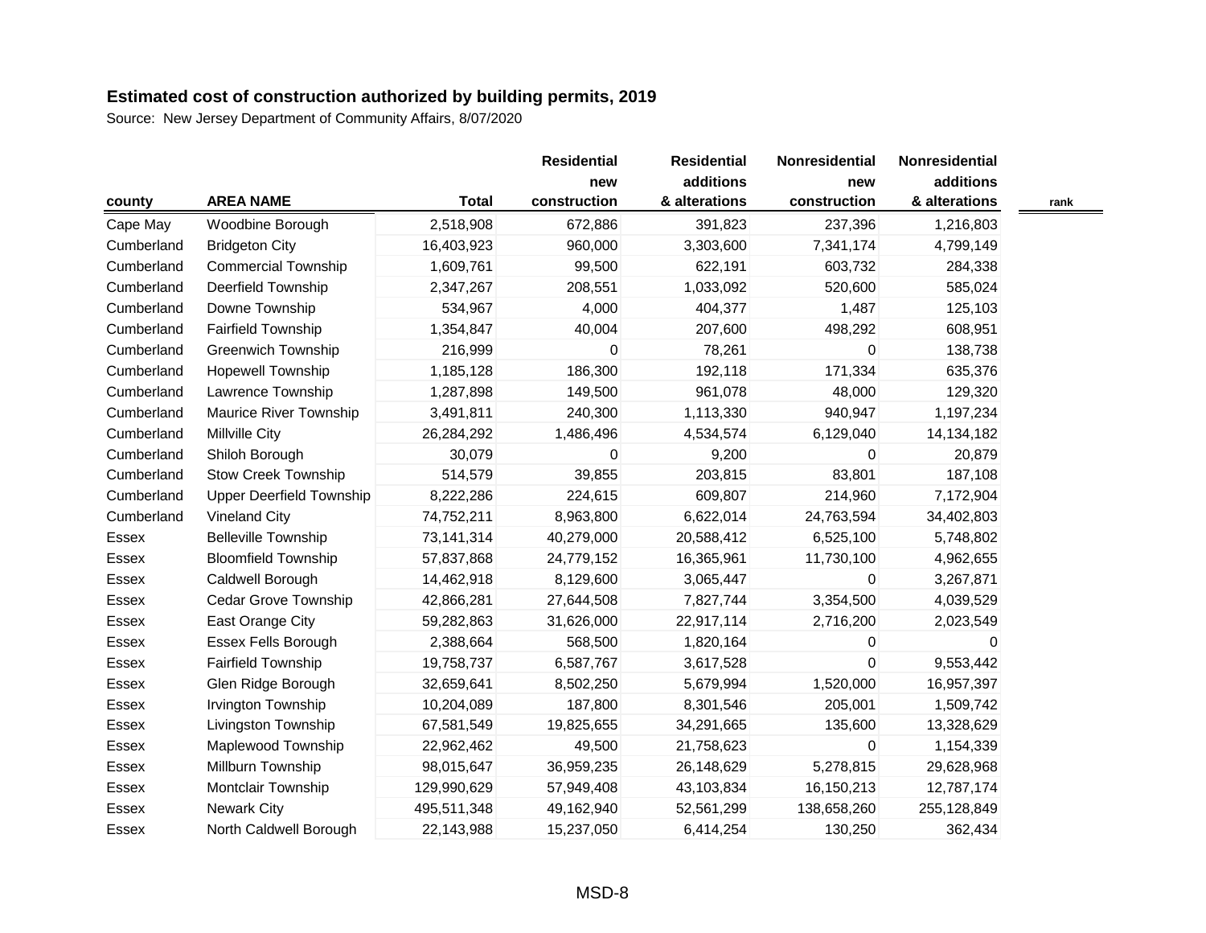**Estimated cost of construction authorized by building permits, 2019**

Source: New Jersey Department of Community Affairs, 8/07/2020

| county | AREA NAME | Total | Residential new construction | Residential additions & alterations | Nonresidential new construction | Nonresidential additions & alterations | rank |
|---|---|---|---|---|---|---|---|
| Cape May | Woodbine Borough | 2,518,908 | 672,886 | 391,823 | 237,396 | 1,216,803 | |
| Cumberland | Bridgeton City | 16,403,923 | 960,000 | 3,303,600 | 7,341,174 | 4,799,149 | |
| Cumberland | Commercial Township | 1,609,761 | 99,500 | 622,191 | 603,732 | 284,338 | |
| Cumberland | Deerfield Township | 2,347,267 | 208,551 | 1,033,092 | 520,600 | 585,024 | |
| Cumberland | Downe Township | 534,967 | 4,000 | 404,377 | 1,487 | 125,103 | |
| Cumberland | Fairfield Township | 1,354,847 | 40,004 | 207,600 | 498,292 | 608,951 | |
| Cumberland | Greenwich Township | 216,999 | 0 | 78,261 | 0 | 138,738 | |
| Cumberland | Hopewell Township | 1,185,128 | 186,300 | 192,118 | 171,334 | 635,376 | |
| Cumberland | Lawrence Township | 1,287,898 | 149,500 | 961,078 | 48,000 | 129,320 | |
| Cumberland | Maurice River Township | 3,491,811 | 240,300 | 1,113,330 | 940,947 | 1,197,234 | |
| Cumberland | Millville City | 26,284,292 | 1,486,496 | 4,534,574 | 6,129,040 | 14,134,182 | |
| Cumberland | Shiloh Borough | 30,079 | 0 | 9,200 | 0 | 20,879 | |
| Cumberland | Stow Creek Township | 514,579 | 39,855 | 203,815 | 83,801 | 187,108 | |
| Cumberland | Upper Deerfield Township | 8,222,286 | 224,615 | 609,807 | 214,960 | 7,172,904 | |
| Cumberland | Vineland City | 74,752,211 | 8,963,800 | 6,622,014 | 24,763,594 | 34,402,803 | |
| Essex | Belleville Township | 73,141,314 | 40,279,000 | 20,588,412 | 6,525,100 | 5,748,802 | |
| Essex | Bloomfield Township | 57,837,868 | 24,779,152 | 16,365,961 | 11,730,100 | 4,962,655 | |
| Essex | Caldwell Borough | 14,462,918 | 8,129,600 | 3,065,447 | 0 | 3,267,871 | |
| Essex | Cedar Grove Township | 42,866,281 | 27,644,508 | 7,827,744 | 3,354,500 | 4,039,529 | |
| Essex | East Orange City | 59,282,863 | 31,626,000 | 22,917,114 | 2,716,200 | 2,023,549 | |
| Essex | Essex Fells Borough | 2,388,664 | 568,500 | 1,820,164 | 0 | 0 | |
| Essex | Fairfield Township | 19,758,737 | 6,587,767 | 3,617,528 | 0 | 9,553,442 | |
| Essex | Glen Ridge Borough | 32,659,641 | 8,502,250 | 5,679,994 | 1,520,000 | 16,957,397 | |
| Essex | Irvington Township | 10,204,089 | 187,800 | 8,301,546 | 205,001 | 1,509,742 | |
| Essex | Livingston Township | 67,581,549 | 19,825,655 | 34,291,665 | 135,600 | 13,328,629 | |
| Essex | Maplewood Township | 22,962,462 | 49,500 | 21,758,623 | 0 | 1,154,339 | |
| Essex | Millburn Township | 98,015,647 | 36,959,235 | 26,148,629 | 5,278,815 | 29,628,968 | |
| Essex | Montclair Township | 129,990,629 | 57,949,408 | 43,103,834 | 16,150,213 | 12,787,174 | |
| Essex | Newark City | 495,511,348 | 49,162,940 | 52,561,299 | 138,658,260 | 255,128,849 | |
| Essex | North Caldwell Borough | 22,143,988 | 15,237,050 | 6,414,254 | 130,250 | 362,434 | |

MSD-8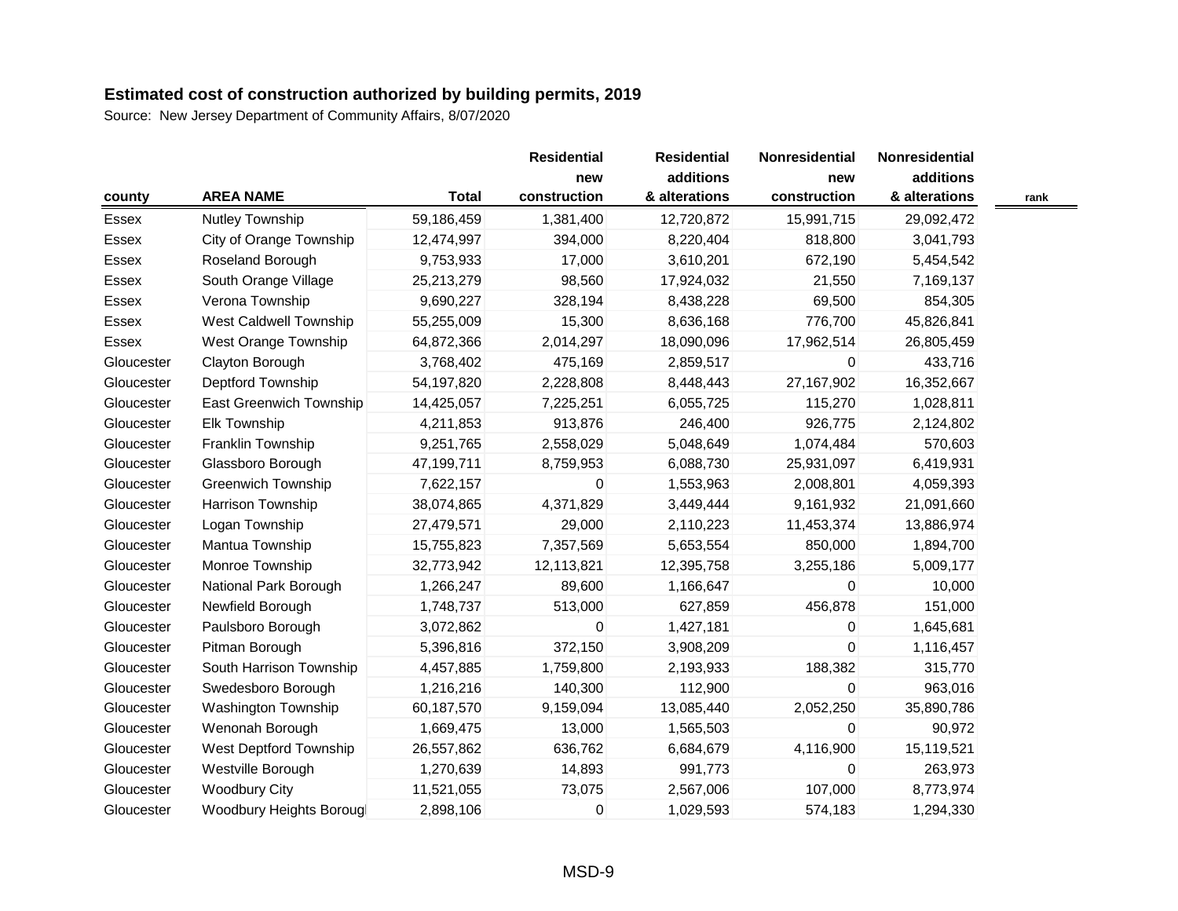## Estimated cost of construction authorized by building permits, 2019

Source: New Jersey Department of Community Affairs, 8/07/2020

| county | AREA NAME | Total | Residential new construction | Residential additions & alterations | Nonresidential new construction | Nonresidential additions & alterations | rank |
|---|---|---|---|---|---|---|---|
| Essex | Nutley Township | 59,186,459 | 1,381,400 | 12,720,872 | 15,991,715 | 29,092,472 | |
| Essex | City of Orange Township | 12,474,997 | 394,000 | 8,220,404 | 818,800 | 3,041,793 | |
| Essex | Roseland Borough | 9,753,933 | 17,000 | 3,610,201 | 672,190 | 5,454,542 | |
| Essex | South Orange Village | 25,213,279 | 98,560 | 17,924,032 | 21,550 | 7,169,137 | |
| Essex | Verona Township | 9,690,227 | 328,194 | 8,438,228 | 69,500 | 854,305 | |
| Essex | West Caldwell Township | 55,255,009 | 15,300 | 8,636,168 | 776,700 | 45,826,841 | |
| Essex | West Orange Township | 64,872,366 | 2,014,297 | 18,090,096 | 17,962,514 | 26,805,459 | |
| Gloucester | Clayton Borough | 3,768,402 | 475,169 | 2,859,517 | 0 | 433,716 | |
| Gloucester | Deptford Township | 54,197,820 | 2,228,808 | 8,448,443 | 27,167,902 | 16,352,667 | |
| Gloucester | East Greenwich Township | 14,425,057 | 7,225,251 | 6,055,725 | 115,270 | 1,028,811 | |
| Gloucester | Elk Township | 4,211,853 | 913,876 | 246,400 | 926,775 | 2,124,802 | |
| Gloucester | Franklin Township | 9,251,765 | 2,558,029 | 5,048,649 | 1,074,484 | 570,603 | |
| Gloucester | Glassboro Borough | 47,199,711 | 8,759,953 | 6,088,730 | 25,931,097 | 6,419,931 | |
| Gloucester | Greenwich Township | 7,622,157 | 0 | 1,553,963 | 2,008,801 | 4,059,393 | |
| Gloucester | Harrison Township | 38,074,865 | 4,371,829 | 3,449,444 | 9,161,932 | 21,091,660 | |
| Gloucester | Logan Township | 27,479,571 | 29,000 | 2,110,223 | 11,453,374 | 13,886,974 | |
| Gloucester | Mantua Township | 15,755,823 | 7,357,569 | 5,653,554 | 850,000 | 1,894,700 | |
| Gloucester | Monroe Township | 32,773,942 | 12,113,821 | 12,395,758 | 3,255,186 | 5,009,177 | |
| Gloucester | National Park Borough | 1,266,247 | 89,600 | 1,166,647 | 0 | 10,000 | |
| Gloucester | Newfield Borough | 1,748,737 | 513,000 | 627,859 | 456,878 | 151,000 | |
| Gloucester | Paulsboro Borough | 3,072,862 | 0 | 1,427,181 | 0 | 1,645,681 | |
| Gloucester | Pitman Borough | 5,396,816 | 372,150 | 3,908,209 | 0 | 1,116,457 | |
| Gloucester | South Harrison Township | 4,457,885 | 1,759,800 | 2,193,933 | 188,382 | 315,770 | |
| Gloucester | Swedesboro Borough | 1,216,216 | 140,300 | 112,900 | 0 | 963,016 | |
| Gloucester | Washington Township | 60,187,570 | 9,159,094 | 13,085,440 | 2,052,250 | 35,890,786 | |
| Gloucester | Wenonah Borough | 1,669,475 | 13,000 | 1,565,503 | 0 | 90,972 | |
| Gloucester | West Deptford Township | 26,557,862 | 636,762 | 6,684,679 | 4,116,900 | 15,119,521 | |
| Gloucester | Westville Borough | 1,270,639 | 14,893 | 991,773 | 0 | 263,973 | |
| Gloucester | Woodbury City | 11,521,055 | 73,075 | 2,567,006 | 107,000 | 8,773,974 | |
| Gloucester | Woodbury Heights Borough | 2,898,106 | 0 | 1,029,593 | 574,183 | 1,294,330 | |

MSD-9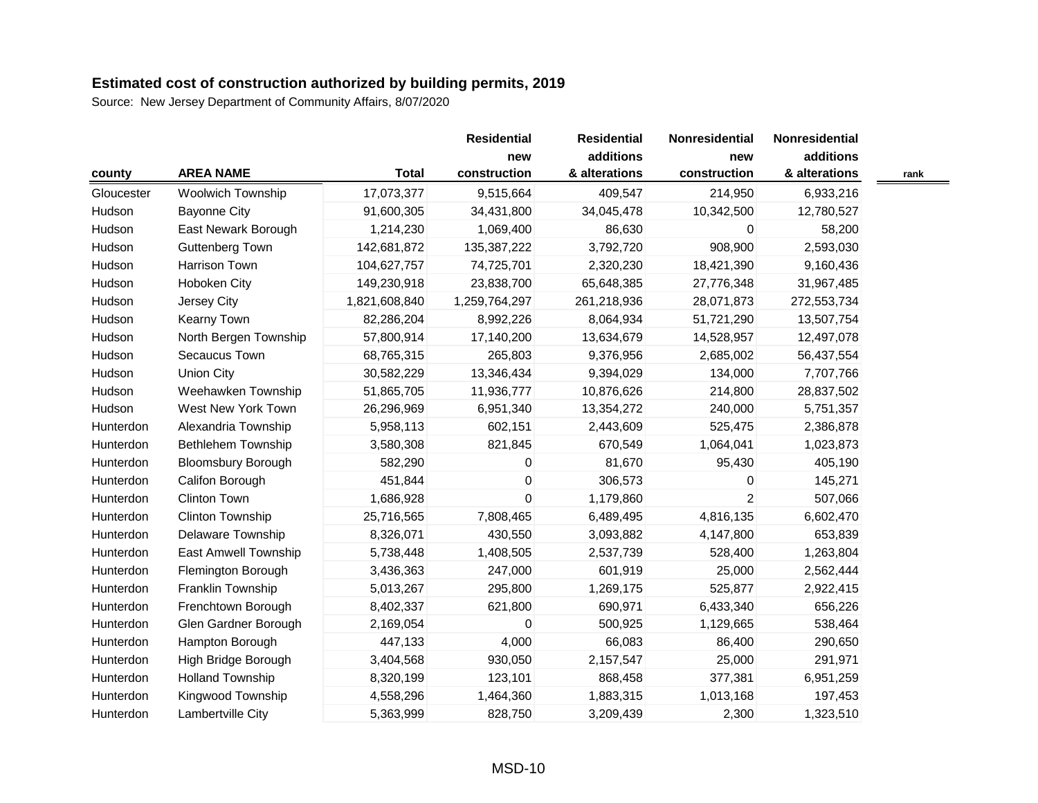**Estimated cost of construction authorized by building permits, 2019**

Source: New Jersey Department of Community Affairs, 8/07/2020

| county | AREA NAME | Total | Residential new construction | Residential additions & alterations | Nonresidential new construction | Nonresidential additions & alterations | rank |
|---|---|---|---|---|---|---|---|
| Gloucester | Woolwich Township | 17,073,377 | 9,515,664 | 409,547 | 214,950 | 6,933,216 | |
| Hudson | Bayonne City | 91,600,305 | 34,431,800 | 34,045,478 | 10,342,500 | 12,780,527 | |
| Hudson | East Newark Borough | 1,214,230 | 1,069,400 | 86,630 | 0 | 58,200 | |
| Hudson | Guttenberg Town | 142,681,872 | 135,387,222 | 3,792,720 | 908,900 | 2,593,030 | |
| Hudson | Harrison Town | 104,627,757 | 74,725,701 | 2,320,230 | 18,421,390 | 9,160,436 | |
| Hudson | Hoboken City | 149,230,918 | 23,838,700 | 65,648,385 | 27,776,348 | 31,967,485 | |
| Hudson | Jersey City | 1,821,608,840 | 1,259,764,297 | 261,218,936 | 28,071,873 | 272,553,734 | |
| Hudson | Kearny Town | 82,286,204 | 8,992,226 | 8,064,934 | 51,721,290 | 13,507,754 | |
| Hudson | North Bergen Township | 57,800,914 | 17,140,200 | 13,634,679 | 14,528,957 | 12,497,078 | |
| Hudson | Secaucus Town | 68,765,315 | 265,803 | 9,376,956 | 2,685,002 | 56,437,554 | |
| Hudson | Union City | 30,582,229 | 13,346,434 | 9,394,029 | 134,000 | 7,707,766 | |
| Hudson | Weehawken Township | 51,865,705 | 11,936,777 | 10,876,626 | 214,800 | 28,837,502 | |
| Hudson | West New York Town | 26,296,969 | 6,951,340 | 13,354,272 | 240,000 | 5,751,357 | |
| Hunterdon | Alexandria Township | 5,958,113 | 602,151 | 2,443,609 | 525,475 | 2,386,878 | |
| Hunterdon | Bethlehem Township | 3,580,308 | 821,845 | 670,549 | 1,064,041 | 1,023,873 | |
| Hunterdon | Bloomsbury Borough | 582,290 | 0 | 81,670 | 95,430 | 405,190 | |
| Hunterdon | Califon Borough | 451,844 | 0 | 306,573 | 0 | 145,271 | |
| Hunterdon | Clinton Town | 1,686,928 | 0 | 1,179,860 | 2 | 507,066 | |
| Hunterdon | Clinton Township | 25,716,565 | 7,808,465 | 6,489,495 | 4,816,135 | 6,602,470 | |
| Hunterdon | Delaware Township | 8,326,071 | 430,550 | 3,093,882 | 4,147,800 | 653,839 | |
| Hunterdon | East Amwell Township | 5,738,448 | 1,408,505 | 2,537,739 | 528,400 | 1,263,804 | |
| Hunterdon | Flemington Borough | 3,436,363 | 247,000 | 601,919 | 25,000 | 2,562,444 | |
| Hunterdon | Franklin Township | 5,013,267 | 295,800 | 1,269,175 | 525,877 | 2,922,415 | |
| Hunterdon | Frenchtown Borough | 8,402,337 | 621,800 | 690,971 | 6,433,340 | 656,226 | |
| Hunterdon | Glen Gardner Borough | 2,169,054 | 0 | 500,925 | 1,129,665 | 538,464 | |
| Hunterdon | Hampton Borough | 447,133 | 4,000 | 66,083 | 86,400 | 290,650 | |
| Hunterdon | High Bridge Borough | 3,404,568 | 930,050 | 2,157,547 | 25,000 | 291,971 | |
| Hunterdon | Holland Township | 8,320,199 | 123,101 | 868,458 | 377,381 | 6,951,259 | |
| Hunterdon | Kingwood Township | 4,558,296 | 1,464,360 | 1,883,315 | 1,013,168 | 197,453 | |
| Hunterdon | Lambertville City | 5,363,999 | 828,750 | 3,209,439 | 2,300 | 1,323,510 | |

MSD-10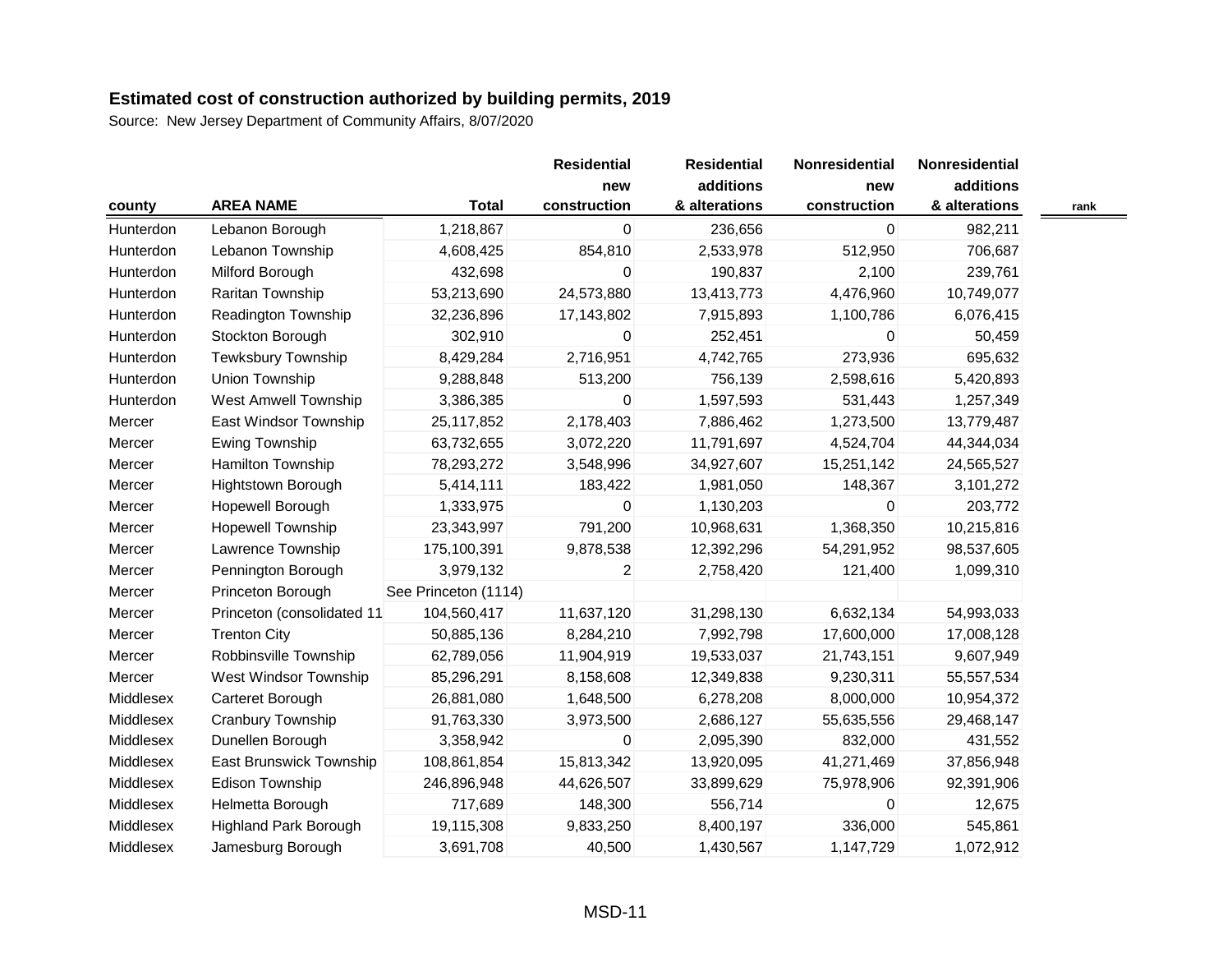## Estimated cost of construction authorized by building permits, 2019

Source: New Jersey Department of Community Affairs, 8/07/2020

| county | AREA NAME | Total | Residential new construction | Residential additions & alterations | Nonresidential new construction | Nonresidential additions & alterations | rank |
|---|---|---|---|---|---|---|---|
| Hunterdon | Lebanon Borough | 1,218,867 | 0 | 236,656 | 0 | 982,211 | |
| Hunterdon | Lebanon Township | 4,608,425 | 854,810 | 2,533,978 | 512,950 | 706,687 | |
| Hunterdon | Milford Borough | 432,698 | 0 | 190,837 | 2,100 | 239,761 | |
| Hunterdon | Raritan Township | 53,213,690 | 24,573,880 | 13,413,773 | 4,476,960 | 10,749,077 | |
| Hunterdon | Readington Township | 32,236,896 | 17,143,802 | 7,915,893 | 1,100,786 | 6,076,415 | |
| Hunterdon | Stockton Borough | 302,910 | 0 | 252,451 | 0 | 50,459 | |
| Hunterdon | Tewksbury Township | 8,429,284 | 2,716,951 | 4,742,765 | 273,936 | 695,632 | |
| Hunterdon | Union Township | 9,288,848 | 513,200 | 756,139 | 2,598,616 | 5,420,893 | |
| Hunterdon | West Amwell Township | 3,386,385 | 0 | 1,597,593 | 531,443 | 1,257,349 | |
| Mercer | East Windsor Township | 25,117,852 | 2,178,403 | 7,886,462 | 1,273,500 | 13,779,487 | |
| Mercer | Ewing Township | 63,732,655 | 3,072,220 | 11,791,697 | 4,524,704 | 44,344,034 | |
| Mercer | Hamilton Township | 78,293,272 | 3,548,996 | 34,927,607 | 15,251,142 | 24,565,527 | |
| Mercer | Hightstown Borough | 5,414,111 | 183,422 | 1,981,050 | 148,367 | 3,101,272 | |
| Mercer | Hopewell Borough | 1,333,975 | 0 | 1,130,203 | 0 | 203,772 | |
| Mercer | Hopewell Township | 23,343,997 | 791,200 | 10,968,631 | 1,368,350 | 10,215,816 | |
| Mercer | Lawrence Township | 175,100,391 | 9,878,538 | 12,392,296 | 54,291,952 | 98,537,605 | |
| Mercer | Pennington Borough | 3,979,132 | 2 | 2,758,420 | 121,400 | 1,099,310 | |
| Mercer | Princeton Borough | See Princeton (1114) | | | | | |
| Mercer | Princeton (consolidated 11 | 104,560,417 | 11,637,120 | 31,298,130 | 6,632,134 | 54,993,033 | |
| Mercer | Trenton City | 50,885,136 | 8,284,210 | 7,992,798 | 17,600,000 | 17,008,128 | |
| Mercer | Robbinsville Township | 62,789,056 | 11,904,919 | 19,533,037 | 21,743,151 | 9,607,949 | |
| Mercer | West Windsor Township | 85,296,291 | 8,158,608 | 12,349,838 | 9,230,311 | 55,557,534 | |
| Middlesex | Carteret Borough | 26,881,080 | 1,648,500 | 6,278,208 | 8,000,000 | 10,954,372 | |
| Middlesex | Cranbury Township | 91,763,330 | 3,973,500 | 2,686,127 | 55,635,556 | 29,468,147 | |
| Middlesex | Dunellen Borough | 3,358,942 | 0 | 2,095,390 | 832,000 | 431,552 | |
| Middlesex | East Brunswick Township | 108,861,854 | 15,813,342 | 13,920,095 | 41,271,469 | 37,856,948 | |
| Middlesex | Edison Township | 246,896,948 | 44,626,507 | 33,899,629 | 75,978,906 | 92,391,906 | |
| Middlesex | Helmetta Borough | 717,689 | 148,300 | 556,714 | 0 | 12,675 | |
| Middlesex | Highland Park Borough | 19,115,308 | 9,833,250 | 8,400,197 | 336,000 | 545,861 | |
| Middlesex | Jamesburg Borough | 3,691,708 | 40,500 | 1,430,567 | 1,147,729 | 1,072,912 | |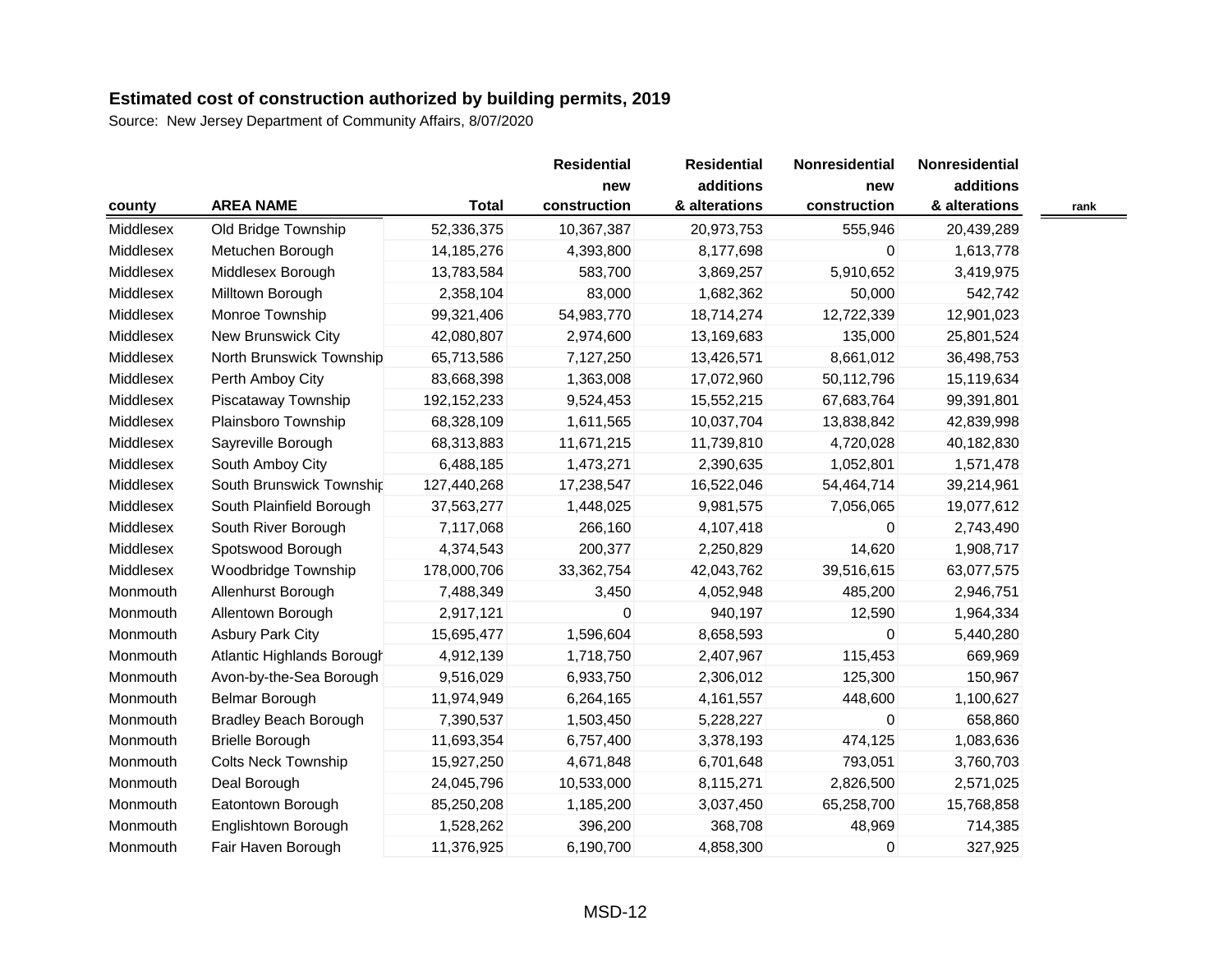**Estimated cost of construction authorized by building permits, 2019**

Source: New Jersey Department of Community Affairs, 8/07/2020

| county | AREA NAME | Total | Residential new construction | Residential additions & alterations | Nonresidential new construction | Nonresidential additions & alterations | rank |
|---|---|---|---|---|---|---|---|
| Middlesex | Old Bridge Township | 52,336,375 | 10,367,387 | 20,973,753 | 555,946 | 20,439,289 | |
| Middlesex | Metuchen Borough | 14,185,276 | 4,393,800 | 8,177,698 | 0 | 1,613,778 | |
| Middlesex | Middlesex Borough | 13,783,584 | 583,700 | 3,869,257 | 5,910,652 | 3,419,975 | |
| Middlesex | Milltown Borough | 2,358,104 | 83,000 | 1,682,362 | 50,000 | 542,742 | |
| Middlesex | Monroe Township | 99,321,406 | 54,983,770 | 18,714,274 | 12,722,339 | 12,901,023 | |
| Middlesex | New Brunswick City | 42,080,807 | 2,974,600 | 13,169,683 | 135,000 | 25,801,524 | |
| Middlesex | North Brunswick Township | 65,713,586 | 7,127,250 | 13,426,571 | 8,661,012 | 36,498,753 | |
| Middlesex | Perth Amboy City | 83,668,398 | 1,363,008 | 17,072,960 | 50,112,796 | 15,119,634 | |
| Middlesex | Piscataway Township | 192,152,233 | 9,524,453 | 15,552,215 | 67,683,764 | 99,391,801 | |
| Middlesex | Plainsboro Township | 68,328,109 | 1,611,565 | 10,037,704 | 13,838,842 | 42,839,998 | |
| Middlesex | Sayreville Borough | 68,313,883 | 11,671,215 | 11,739,810 | 4,720,028 | 40,182,830 | |
| Middlesex | South Amboy City | 6,488,185 | 1,473,271 | 2,390,635 | 1,052,801 | 1,571,478 | |
| Middlesex | South Brunswick Township | 127,440,268 | 17,238,547 | 16,522,046 | 54,464,714 | 39,214,961 | |
| Middlesex | South Plainfield Borough | 37,563,277 | 1,448,025 | 9,981,575 | 7,056,065 | 19,077,612 | |
| Middlesex | South River Borough | 7,117,068 | 266,160 | 4,107,418 | 0 | 2,743,490 | |
| Middlesex | Spotswood Borough | 4,374,543 | 200,377 | 2,250,829 | 14,620 | 1,908,717 | |
| Middlesex | Woodbridge Township | 178,000,706 | 33,362,754 | 42,043,762 | 39,516,615 | 63,077,575 | |
| Monmouth | Allenhurst Borough | 7,488,349 | 3,450 | 4,052,948 | 485,200 | 2,946,751 | |
| Monmouth | Allentown Borough | 2,917,121 | 0 | 940,197 | 12,590 | 1,964,334 | |
| Monmouth | Asbury Park City | 15,695,477 | 1,596,604 | 8,658,593 | 0 | 5,440,280 | |
| Monmouth | Atlantic Highlands Borough | 4,912,139 | 1,718,750 | 2,407,967 | 115,453 | 669,969 | |
| Monmouth | Avon-by-the-Sea Borough | 9,516,029 | 6,933,750 | 2,306,012 | 125,300 | 150,967 | |
| Monmouth | Belmar Borough | 11,974,949 | 6,264,165 | 4,161,557 | 448,600 | 1,100,627 | |
| Monmouth | Bradley Beach Borough | 7,390,537 | 1,503,450 | 5,228,227 | 0 | 658,860 | |
| Monmouth | Brielle Borough | 11,693,354 | 6,757,400 | 3,378,193 | 474,125 | 1,083,636 | |
| Monmouth | Colts Neck Township | 15,927,250 | 4,671,848 | 6,701,648 | 793,051 | 3,760,703 | |
| Monmouth | Deal Borough | 24,045,796 | 10,533,000 | 8,115,271 | 2,826,500 | 2,571,025 | |
| Monmouth | Eatontown Borough | 85,250,208 | 1,185,200 | 3,037,450 | 65,258,700 | 15,768,858 | |
| Monmouth | Englishtown Borough | 1,528,262 | 396,200 | 368,708 | 48,969 | 714,385 | |
| Monmouth | Fair Haven Borough | 11,376,925 | 6,190,700 | 4,858,300 | 0 | 327,925 | |

MSD-12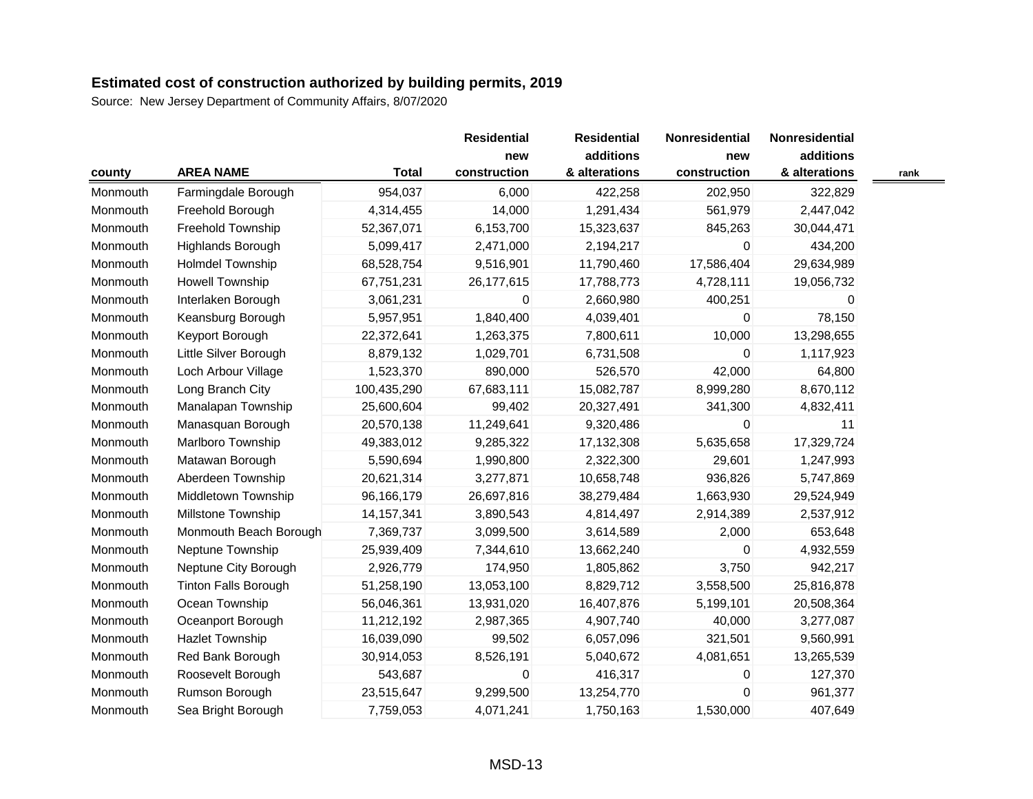## Estimated cost of construction authorized by building permits, 2019

Source: New Jersey Department of Community Affairs, 8/07/2020

| county | AREA NAME | Total | Residential new construction | Residential additions & alterations | Nonresidential new construction | Nonresidential additions & alterations | rank |
|---|---|---|---|---|---|---|---|
| Monmouth | Farmingdale Borough | 954,037 | 6,000 | 422,258 | 202,950 | 322,829 | |
| Monmouth | Freehold Borough | 4,314,455 | 14,000 | 1,291,434 | 561,979 | 2,447,042 | |
| Monmouth | Freehold Township | 52,367,071 | 6,153,700 | 15,323,637 | 845,263 | 30,044,471 | |
| Monmouth | Highlands Borough | 5,099,417 | 2,471,000 | 2,194,217 | 0 | 434,200 | |
| Monmouth | Holmdel Township | 68,528,754 | 9,516,901 | 11,790,460 | 17,586,404 | 29,634,989 | |
| Monmouth | Howell Township | 67,751,231 | 26,177,615 | 17,788,773 | 4,728,111 | 19,056,732 | |
| Monmouth | Interlaken Borough | 3,061,231 | 0 | 2,660,980 | 400,251 | 0 | |
| Monmouth | Keansburg Borough | 5,957,951 | 1,840,400 | 4,039,401 | 0 | 78,150 | |
| Monmouth | Keyport Borough | 22,372,641 | 1,263,375 | 7,800,611 | 10,000 | 13,298,655 | |
| Monmouth | Little Silver Borough | 8,879,132 | 1,029,701 | 6,731,508 | 0 | 1,117,923 | |
| Monmouth | Loch Arbour Village | 1,523,370 | 890,000 | 526,570 | 42,000 | 64,800 | |
| Monmouth | Long Branch City | 100,435,290 | 67,683,111 | 15,082,787 | 8,999,280 | 8,670,112 | |
| Monmouth | Manalapan Township | 25,600,604 | 99,402 | 20,327,491 | 341,300 | 4,832,411 | |
| Monmouth | Manasquan Borough | 20,570,138 | 11,249,641 | 9,320,486 | 0 | 11 | |
| Monmouth | Marlboro Township | 49,383,012 | 9,285,322 | 17,132,308 | 5,635,658 | 17,329,724 | |
| Monmouth | Matawan Borough | 5,590,694 | 1,990,800 | 2,322,300 | 29,601 | 1,247,993 | |
| Monmouth | Aberdeen Township | 20,621,314 | 3,277,871 | 10,658,748 | 936,826 | 5,747,869 | |
| Monmouth | Middletown Township | 96,166,179 | 26,697,816 | 38,279,484 | 1,663,930 | 29,524,949 | |
| Monmouth | Millstone Township | 14,157,341 | 3,890,543 | 4,814,497 | 2,914,389 | 2,537,912 | |
| Monmouth | Monmouth Beach Borough | 7,369,737 | 3,099,500 | 3,614,589 | 2,000 | 653,648 | |
| Monmouth | Neptune Township | 25,939,409 | 7,344,610 | 13,662,240 | 0 | 4,932,559 | |
| Monmouth | Neptune City Borough | 2,926,779 | 174,950 | 1,805,862 | 3,750 | 942,217 | |
| Monmouth | Tinton Falls Borough | 51,258,190 | 13,053,100 | 8,829,712 | 3,558,500 | 25,816,878 | |
| Monmouth | Ocean Township | 56,046,361 | 13,931,020 | 16,407,876 | 5,199,101 | 20,508,364 | |
| Monmouth | Oceanport Borough | 11,212,192 | 2,987,365 | 4,907,740 | 40,000 | 3,277,087 | |
| Monmouth | Hazlet Township | 16,039,090 | 99,502 | 6,057,096 | 321,501 | 9,560,991 | |
| Monmouth | Red Bank Borough | 30,914,053 | 8,526,191 | 5,040,672 | 4,081,651 | 13,265,539 | |
| Monmouth | Roosevelt Borough | 543,687 | 0 | 416,317 | 0 | 127,370 | |
| Monmouth | Rumson Borough | 23,515,647 | 9,299,500 | 13,254,770 | 0 | 961,377 | |
| Monmouth | Sea Bright Borough | 7,759,053 | 4,071,241 | 1,750,163 | 1,530,000 | 407,649 | |

MSD-13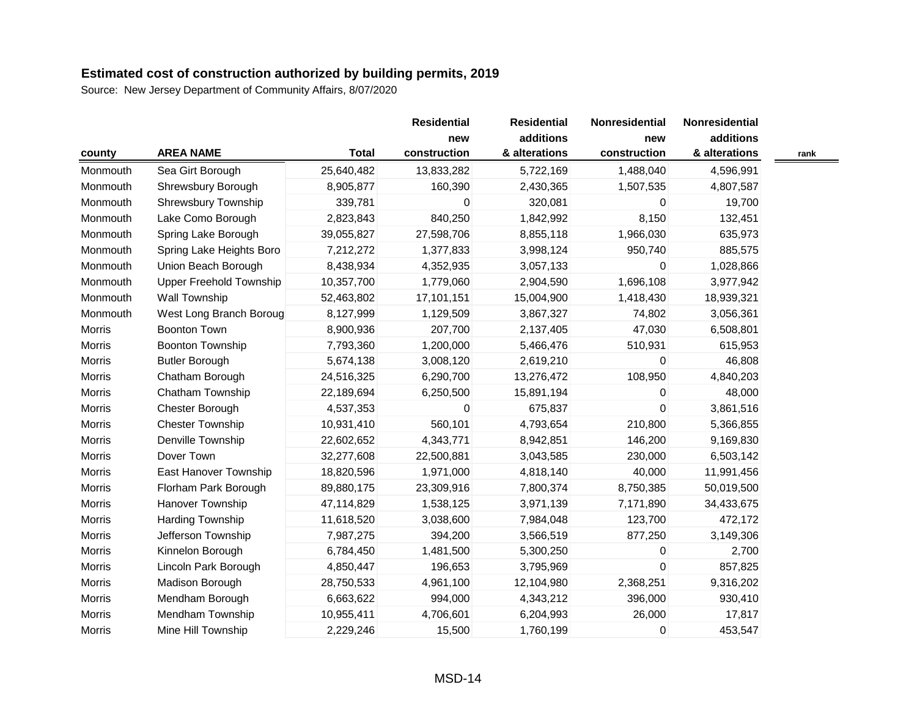**Estimated cost of construction authorized by building permits, 2019**

Source: New Jersey Department of Community Affairs, 8/07/2020

| county | AREA NAME | Total | Residential new construction | Residential additions & alterations | Nonresidential new construction | Nonresidential additions & alterations | rank |
|---|---|---|---|---|---|---|---|
| Monmouth | Sea Girt Borough | 25,640,482 | 13,833,282 | 5,722,169 | 1,488,040 | 4,596,991 | |
| Monmouth | Shrewsbury Borough | 8,905,877 | 160,390 | 2,430,365 | 1,507,535 | 4,807,587 | |
| Monmouth | Shrewsbury Township | 339,781 | 0 | 320,081 | 0 | 19,700 | |
| Monmouth | Lake Como Borough | 2,823,843 | 840,250 | 1,842,992 | 8,150 | 132,451 | |
| Monmouth | Spring Lake Borough | 39,055,827 | 27,598,706 | 8,855,118 | 1,966,030 | 635,973 | |
| Monmouth | Spring Lake Heights Boro | 7,212,272 | 1,377,833 | 3,998,124 | 950,740 | 885,575 | |
| Monmouth | Union Beach Borough | 8,438,934 | 4,352,935 | 3,057,133 | 0 | 1,028,866 | |
| Monmouth | Upper Freehold Township | 10,357,700 | 1,779,060 | 2,904,590 | 1,696,108 | 3,977,942 | |
| Monmouth | Wall Township | 52,463,802 | 17,101,151 | 15,004,900 | 1,418,430 | 18,939,321 | |
| Monmouth | West Long Branch Boroug | 8,127,999 | 1,129,509 | 3,867,327 | 74,802 | 3,056,361 | |
| Morris | Boonton Town | 8,900,936 | 207,700 | 2,137,405 | 47,030 | 6,508,801 | |
| Morris | Boonton Township | 7,793,360 | 1,200,000 | 5,466,476 | 510,931 | 615,953 | |
| Morris | Butler Borough | 5,674,138 | 3,008,120 | 2,619,210 | 0 | 46,808 | |
| Morris | Chatham Borough | 24,516,325 | 6,290,700 | 13,276,472 | 108,950 | 4,840,203 | |
| Morris | Chatham Township | 22,189,694 | 6,250,500 | 15,891,194 | 0 | 48,000 | |
| Morris | Chester Borough | 4,537,353 | 0 | 675,837 | 0 | 3,861,516 | |
| Morris | Chester Township | 10,931,410 | 560,101 | 4,793,654 | 210,800 | 5,366,855 | |
| Morris | Denville Township | 22,602,652 | 4,343,771 | 8,942,851 | 146,200 | 9,169,830 | |
| Morris | Dover Town | 32,277,608 | 22,500,881 | 3,043,585 | 230,000 | 6,503,142 | |
| Morris | East Hanover Township | 18,820,596 | 1,971,000 | 4,818,140 | 40,000 | 11,991,456 | |
| Morris | Florham Park Borough | 89,880,175 | 23,309,916 | 7,800,374 | 8,750,385 | 50,019,500 | |
| Morris | Hanover Township | 47,114,829 | 1,538,125 | 3,971,139 | 7,171,890 | 34,433,675 | |
| Morris | Harding Township | 11,618,520 | 3,038,600 | 7,984,048 | 123,700 | 472,172 | |
| Morris | Jefferson Township | 7,987,275 | 394,200 | 3,566,519 | 877,250 | 3,149,306 | |
| Morris | Kinnelon Borough | 6,784,450 | 1,481,500 | 5,300,250 | 0 | 2,700 | |
| Morris | Lincoln Park Borough | 4,850,447 | 196,653 | 3,795,969 | 0 | 857,825 | |
| Morris | Madison Borough | 28,750,533 | 4,961,100 | 12,104,980 | 2,368,251 | 9,316,202 | |
| Morris | Mendham Borough | 6,663,622 | 994,000 | 4,343,212 | 396,000 | 930,410 | |
| Morris | Mendham Township | 10,955,411 | 4,706,601 | 6,204,993 | 26,000 | 17,817 | |
| Morris | Mine Hill Township | 2,229,246 | 15,500 | 1,760,199 | 0 | 453,547 | |

MSD-14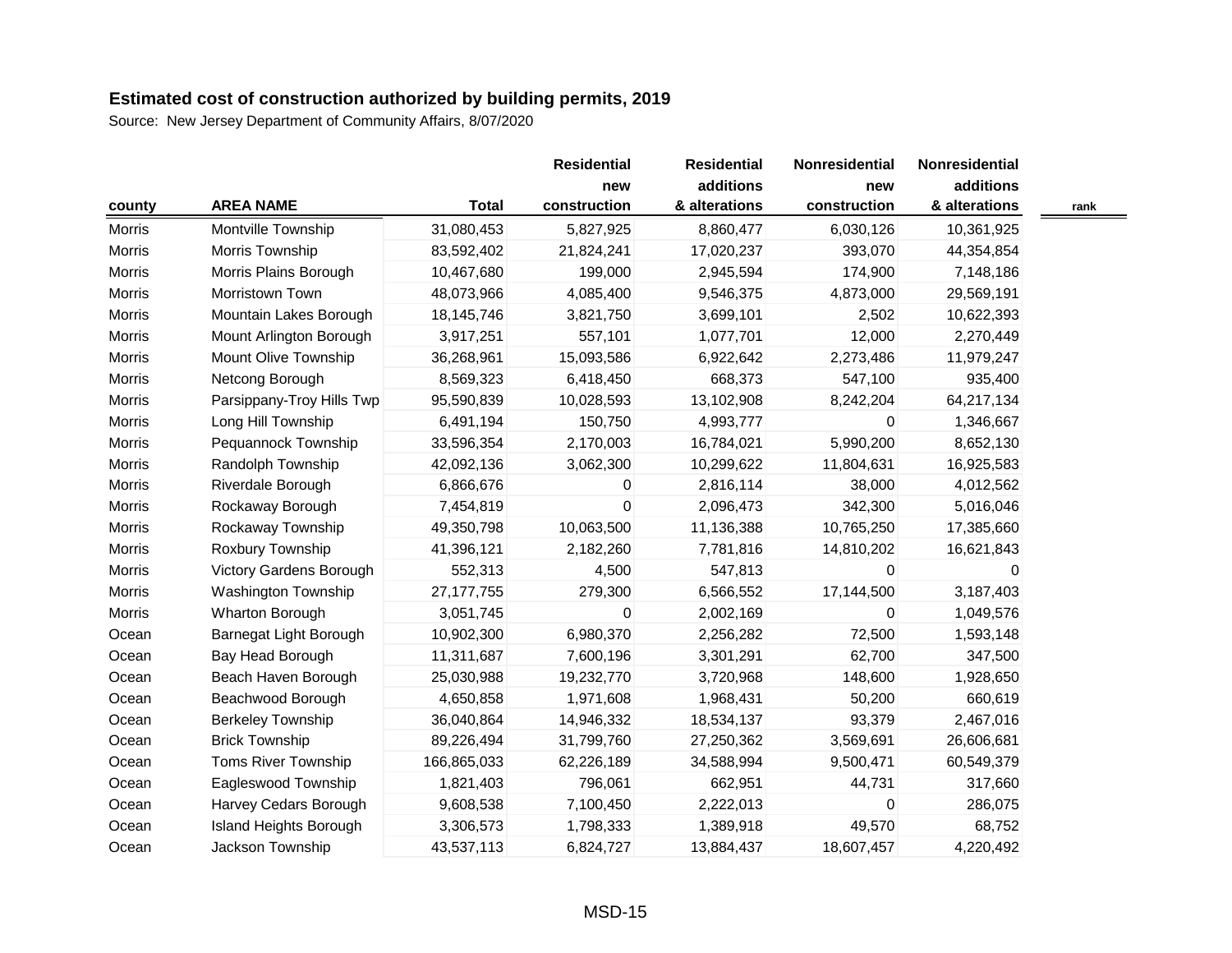## Estimated cost of construction authorized by building permits, 2019

Source: New Jersey Department of Community Affairs, 8/07/2020

| county | AREA NAME | Total | Residential new construction | Residential additions & alterations | Nonresidential new construction | Nonresidential additions & alterations | rank |
|---|---|---|---|---|---|---|---|
| Morris | Montville Township | 31,080,453 | 5,827,925 | 8,860,477 | 6,030,126 | 10,361,925 | |
| Morris | Morris Township | 83,592,402 | 21,824,241 | 17,020,237 | 393,070 | 44,354,854 | |
| Morris | Morris Plains Borough | 10,467,680 | 199,000 | 2,945,594 | 174,900 | 7,148,186 | |
| Morris | Morristown Town | 48,073,966 | 4,085,400 | 9,546,375 | 4,873,000 | 29,569,191 | |
| Morris | Mountain Lakes Borough | 18,145,746 | 3,821,750 | 3,699,101 | 2,502 | 10,622,393 | |
| Morris | Mount Arlington Borough | 3,917,251 | 557,101 | 1,077,701 | 12,000 | 2,270,449 | |
| Morris | Mount Olive Township | 36,268,961 | 15,093,586 | 6,922,642 | 2,273,486 | 11,979,247 | |
| Morris | Netcong Borough | 8,569,323 | 6,418,450 | 668,373 | 547,100 | 935,400 | |
| Morris | Parsippany-Troy Hills Twp | 95,590,839 | 10,028,593 | 13,102,908 | 8,242,204 | 64,217,134 | |
| Morris | Long Hill Township | 6,491,194 | 150,750 | 4,993,777 | 0 | 1,346,667 | |
| Morris | Pequannock Township | 33,596,354 | 2,170,003 | 16,784,021 | 5,990,200 | 8,652,130 | |
| Morris | Randolph Township | 42,092,136 | 3,062,300 | 10,299,622 | 11,804,631 | 16,925,583 | |
| Morris | Riverdale Borough | 6,866,676 | 0 | 2,816,114 | 38,000 | 4,012,562 | |
| Morris | Rockaway Borough | 7,454,819 | 0 | 2,096,473 | 342,300 | 5,016,046 | |
| Morris | Rockaway Township | 49,350,798 | 10,063,500 | 11,136,388 | 10,765,250 | 17,385,660 | |
| Morris | Roxbury Township | 41,396,121 | 2,182,260 | 7,781,816 | 14,810,202 | 16,621,843 | |
| Morris | Victory Gardens Borough | 552,313 | 4,500 | 547,813 | 0 | 0 | |
| Morris | Washington Township | 27,177,755 | 279,300 | 6,566,552 | 17,144,500 | 3,187,403 | |
| Morris | Wharton Borough | 3,051,745 | 0 | 2,002,169 | 0 | 1,049,576 | |
| Ocean | Barnegat Light Borough | 10,902,300 | 6,980,370 | 2,256,282 | 72,500 | 1,593,148 | |
| Ocean | Bay Head Borough | 11,311,687 | 7,600,196 | 3,301,291 | 62,700 | 347,500 | |
| Ocean | Beach Haven Borough | 25,030,988 | 19,232,770 | 3,720,968 | 148,600 | 1,928,650 | |
| Ocean | Beachwood Borough | 4,650,858 | 1,971,608 | 1,968,431 | 50,200 | 660,619 | |
| Ocean | Berkeley Township | 36,040,864 | 14,946,332 | 18,534,137 | 93,379 | 2,467,016 | |
| Ocean | Brick Township | 89,226,494 | 31,799,760 | 27,250,362 | 3,569,691 | 26,606,681 | |
| Ocean | Toms River Township | 166,865,033 | 62,226,189 | 34,588,994 | 9,500,471 | 60,549,379 | |
| Ocean | Eagleswood Township | 1,821,403 | 796,061 | 662,951 | 44,731 | 317,660 | |
| Ocean | Harvey Cedars Borough | 9,608,538 | 7,100,450 | 2,222,013 | 0 | 286,075 | |
| Ocean | Island Heights Borough | 3,306,573 | 1,798,333 | 1,389,918 | 49,570 | 68,752 | |
| Ocean | Jackson Township | 43,537,113 | 6,824,727 | 13,884,437 | 18,607,457 | 4,220,492 | |

MSD-15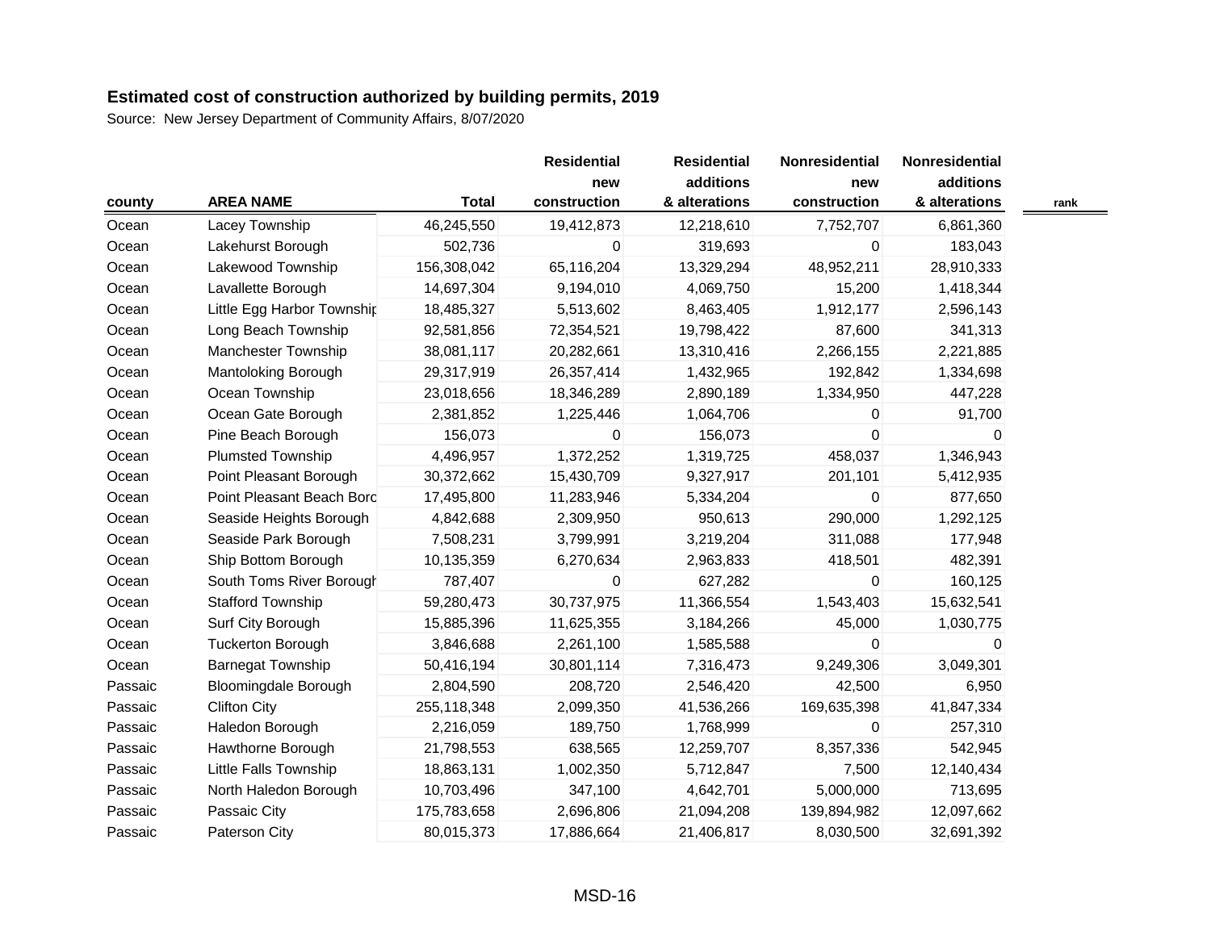**Estimated cost of construction authorized by building permits, 2019**

Source: New Jersey Department of Community Affairs, 8/07/2020

| county | AREA NAME | Total | Residential new construction | Residential additions & alterations | Nonresidential new construction | Nonresidential additions & alterations | rank |
|---|---|---|---|---|---|---|---|
| Ocean | Lacey Township | 46,245,550 | 19,412,873 | 12,218,610 | 7,752,707 | 6,861,360 | |
| Ocean | Lakehurst Borough | 502,736 | 0 | 319,693 | 0 | 183,043 | |
| Ocean | Lakewood Township | 156,308,042 | 65,116,204 | 13,329,294 | 48,952,211 | 28,910,333 | |
| Ocean | Lavallette Borough | 14,697,304 | 9,194,010 | 4,069,750 | 15,200 | 1,418,344 | |
| Ocean | Little Egg Harbor Township | 18,485,327 | 5,513,602 | 8,463,405 | 1,912,177 | 2,596,143 | |
| Ocean | Long Beach Township | 92,581,856 | 72,354,521 | 19,798,422 | 87,600 | 341,313 | |
| Ocean | Manchester Township | 38,081,117 | 20,282,661 | 13,310,416 | 2,266,155 | 2,221,885 | |
| Ocean | Mantoloking Borough | 29,317,919 | 26,357,414 | 1,432,965 | 192,842 | 1,334,698 | |
| Ocean | Ocean Township | 23,018,656 | 18,346,289 | 2,890,189 | 1,334,950 | 447,228 | |
| Ocean | Ocean Gate Borough | 2,381,852 | 1,225,446 | 1,064,706 | 0 | 91,700 | |
| Ocean | Pine Beach Borough | 156,073 | 0 | 156,073 | 0 | 0 | |
| Ocean | Plumsted Township | 4,496,957 | 1,372,252 | 1,319,725 | 458,037 | 1,346,943 | |
| Ocean | Point Pleasant Borough | 30,372,662 | 15,430,709 | 9,327,917 | 201,101 | 5,412,935 | |
| Ocean | Point Pleasant Beach Borough | 17,495,800 | 11,283,946 | 5,334,204 | 0 | 877,650 | |
| Ocean | Seaside Heights Borough | 4,842,688 | 2,309,950 | 950,613 | 290,000 | 1,292,125 | |
| Ocean | Seaside Park Borough | 7,508,231 | 3,799,991 | 3,219,204 | 311,088 | 177,948 | |
| Ocean | Ship Bottom Borough | 10,135,359 | 6,270,634 | 2,963,833 | 418,501 | 482,391 | |
| Ocean | South Toms River Borough | 787,407 | 0 | 627,282 | 0 | 160,125 | |
| Ocean | Stafford Township | 59,280,473 | 30,737,975 | 11,366,554 | 1,543,403 | 15,632,541 | |
| Ocean | Surf City Borough | 15,885,396 | 11,625,355 | 3,184,266 | 45,000 | 1,030,775 | |
| Ocean | Tuckerton Borough | 3,846,688 | 2,261,100 | 1,585,588 | 0 | 0 | |
| Ocean | Barnegat Township | 50,416,194 | 30,801,114 | 7,316,473 | 9,249,306 | 3,049,301 | |
| Passaic | Bloomingdale Borough | 2,804,590 | 208,720 | 2,546,420 | 42,500 | 6,950 | |
| Passaic | Clifton City | 255,118,348 | 2,099,350 | 41,536,266 | 169,635,398 | 41,847,334 | |
| Passaic | Haledon Borough | 2,216,059 | 189,750 | 1,768,999 | 0 | 257,310 | |
| Passaic | Hawthorne Borough | 21,798,553 | 638,565 | 12,259,707 | 8,357,336 | 542,945 | |
| Passaic | Little Falls Township | 18,863,131 | 1,002,350 | 5,712,847 | 7,500 | 12,140,434 | |
| Passaic | North Haledon Borough | 10,703,496 | 347,100 | 4,642,701 | 5,000,000 | 713,695 | |
| Passaic | Passaic City | 175,783,658 | 2,696,806 | 21,094,208 | 139,894,982 | 12,097,662 | |
| Passaic | Paterson City | 80,015,373 | 17,886,664 | 21,406,817 | 8,030,500 | 32,691,392 | |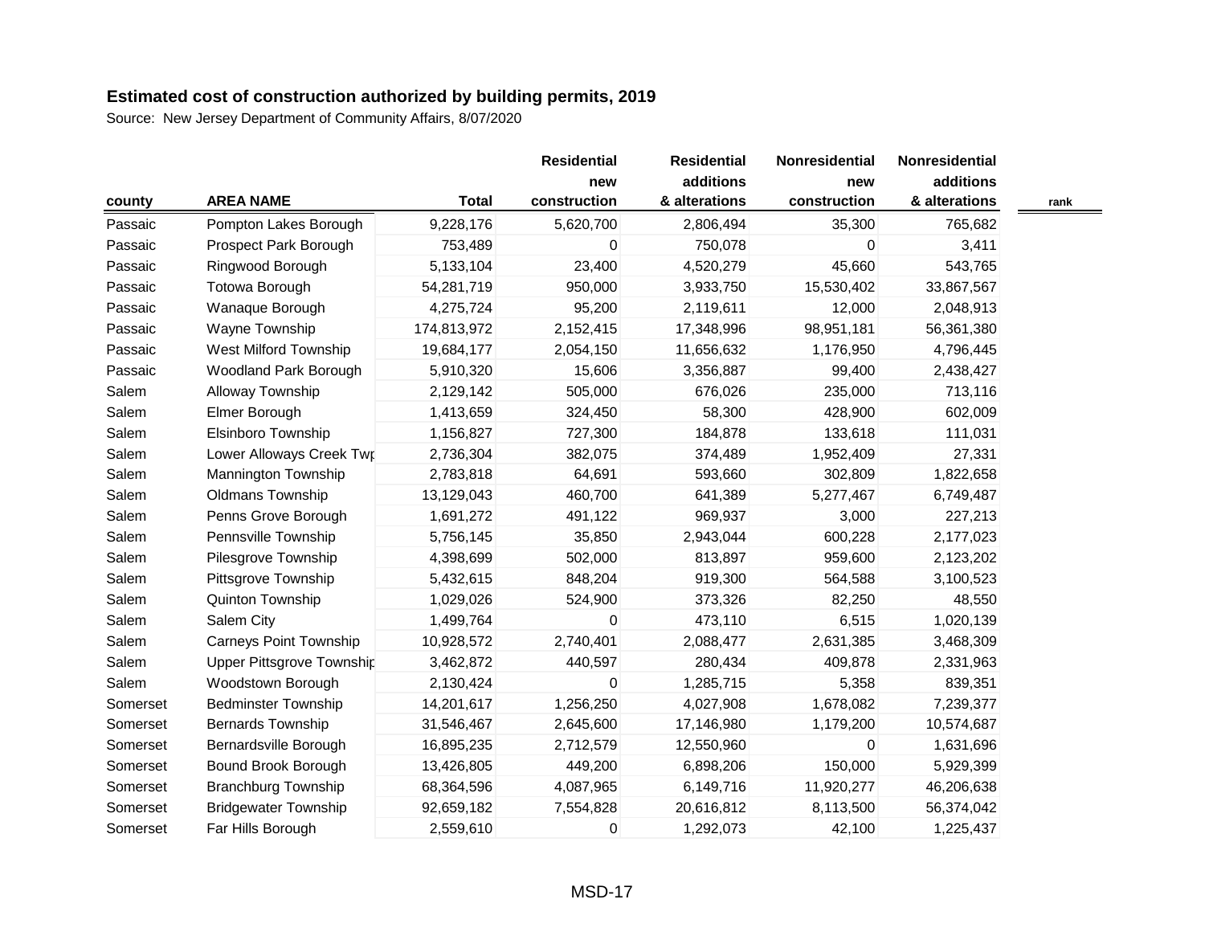## Estimated cost of construction authorized by building permits, 2019

Source: New Jersey Department of Community Affairs, 8/07/2020

| county | AREA NAME | Total | Residential new construction | Residential additions & alterations | Nonresidential new construction | Nonresidential additions & alterations | rank |
|---|---|---|---|---|---|---|---|
| Passaic | Pompton Lakes Borough | 9,228,176 | 5,620,700 | 2,806,494 | 35,300 | 765,682 | |
| Passaic | Prospect Park Borough | 753,489 | 0 | 750,078 | 0 | 3,411 | |
| Passaic | Ringwood Borough | 5,133,104 | 23,400 | 4,520,279 | 45,660 | 543,765 | |
| Passaic | Totowa Borough | 54,281,719 | 950,000 | 3,933,750 | 15,530,402 | 33,867,567 | |
| Passaic | Wanaque Borough | 4,275,724 | 95,200 | 2,119,611 | 12,000 | 2,048,913 | |
| Passaic | Wayne Township | 174,813,972 | 2,152,415 | 17,348,996 | 98,951,181 | 56,361,380 | |
| Passaic | West Milford Township | 19,684,177 | 2,054,150 | 11,656,632 | 1,176,950 | 4,796,445 | |
| Passaic | Woodland Park Borough | 5,910,320 | 15,606 | 3,356,887 | 99,400 | 2,438,427 | |
| Salem | Alloway Township | 2,129,142 | 505,000 | 676,026 | 235,000 | 713,116 | |
| Salem | Elmer Borough | 1,413,659 | 324,450 | 58,300 | 428,900 | 602,009 | |
| Salem | Elsinboro Township | 1,156,827 | 727,300 | 184,878 | 133,618 | 111,031 | |
| Salem | Lower Alloways Creek Twp | 2,736,304 | 382,075 | 374,489 | 1,952,409 | 27,331 | |
| Salem | Mannington Township | 2,783,818 | 64,691 | 593,660 | 302,809 | 1,822,658 | |
| Salem | Oldmans Township | 13,129,043 | 460,700 | 641,389 | 5,277,467 | 6,749,487 | |
| Salem | Penns Grove Borough | 1,691,272 | 491,122 | 969,937 | 3,000 | 227,213 | |
| Salem | Pennsville Township | 5,756,145 | 35,850 | 2,943,044 | 600,228 | 2,177,023 | |
| Salem | Pilesgrove Township | 4,398,699 | 502,000 | 813,897 | 959,600 | 2,123,202 | |
| Salem | Pittsgrove Township | 5,432,615 | 848,204 | 919,300 | 564,588 | 3,100,523 | |
| Salem | Quinton Township | 1,029,026 | 524,900 | 373,326 | 82,250 | 48,550 | |
| Salem | Salem City | 1,499,764 | 0 | 473,110 | 6,515 | 1,020,139 | |
| Salem | Carneys Point Township | 10,928,572 | 2,740,401 | 2,088,477 | 2,631,385 | 3,468,309 | |
| Salem | Upper Pittsgrove Township | 3,462,872 | 440,597 | 280,434 | 409,878 | 2,331,963 | |
| Salem | Woodstown Borough | 2,130,424 | 0 | 1,285,715 | 5,358 | 839,351 | |
| Somerset | Bedminster Township | 14,201,617 | 1,256,250 | 4,027,908 | 1,678,082 | 7,239,377 | |
| Somerset | Bernards Township | 31,546,467 | 2,645,600 | 17,146,980 | 1,179,200 | 10,574,687 | |
| Somerset | Bernardsville Borough | 16,895,235 | 2,712,579 | 12,550,960 | 0 | 1,631,696 | |
| Somerset | Bound Brook Borough | 13,426,805 | 449,200 | 6,898,206 | 150,000 | 5,929,399 | |
| Somerset | Branchburg Township | 68,364,596 | 4,087,965 | 6,149,716 | 11,920,277 | 46,206,638 | |
| Somerset | Bridgewater Township | 92,659,182 | 7,554,828 | 20,616,812 | 8,113,500 | 56,374,042 | |
| Somerset | Far Hills Borough | 2,559,610 | 0 | 1,292,073 | 42,100 | 1,225,437 | |

MSD-17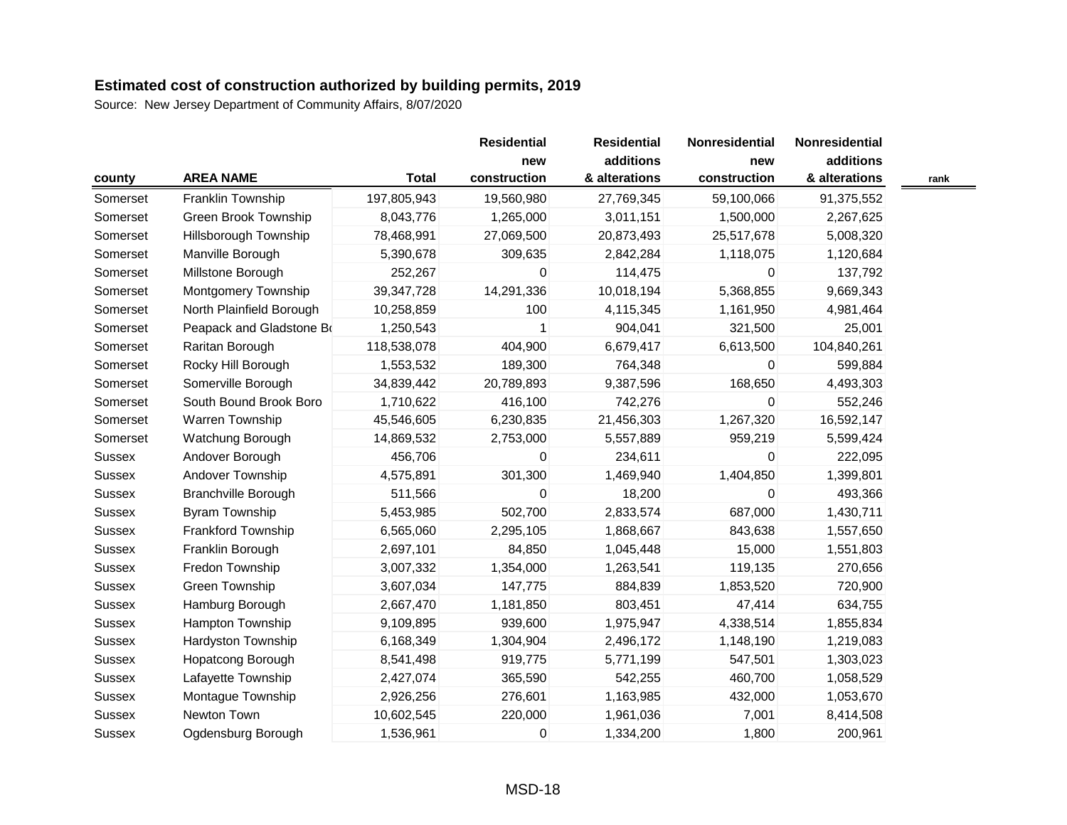## Estimated cost of construction authorized by building permits, 2019

Source: New Jersey Department of Community Affairs, 8/07/2020

| county | AREA NAME | Total | Residential new construction | Residential additions & alterations | Nonresidential new construction | Nonresidential additions & alterations | rank |
|---|---|---|---|---|---|---|---|
| Somerset | Franklin Township | 197,805,943 | 19,560,980 | 27,769,345 | 59,100,066 | 91,375,552 | |
| Somerset | Green Brook Township | 8,043,776 | 1,265,000 | 3,011,151 | 1,500,000 | 2,267,625 | |
| Somerset | Hillsborough Township | 78,468,991 | 27,069,500 | 20,873,493 | 25,517,678 | 5,008,320 | |
| Somerset | Manville Borough | 5,390,678 | 309,635 | 2,842,284 | 1,118,075 | 1,120,684 | |
| Somerset | Millstone Borough | 252,267 | 0 | 114,475 | 0 | 137,792 | |
| Somerset | Montgomery Township | 39,347,728 | 14,291,336 | 10,018,194 | 5,368,855 | 9,669,343 | |
| Somerset | North Plainfield Borough | 10,258,859 | 100 | 4,115,345 | 1,161,950 | 4,981,464 | |
| Somerset | Peapack and Gladstone Bo | 1,250,543 | 1 | 904,041 | 321,500 | 25,001 | |
| Somerset | Raritan Borough | 118,538,078 | 404,900 | 6,679,417 | 6,613,500 | 104,840,261 | |
| Somerset | Rocky Hill Borough | 1,553,532 | 189,300 | 764,348 | 0 | 599,884 | |
| Somerset | Somerville Borough | 34,839,442 | 20,789,893 | 9,387,596 | 168,650 | 4,493,303 | |
| Somerset | South Bound Brook Boro | 1,710,622 | 416,100 | 742,276 | 0 | 552,246 | |
| Somerset | Warren Township | 45,546,605 | 6,230,835 | 21,456,303 | 1,267,320 | 16,592,147 | |
| Somerset | Watchung Borough | 14,869,532 | 2,753,000 | 5,557,889 | 959,219 | 5,599,424 | |
| Sussex | Andover Borough | 456,706 | 0 | 234,611 | 0 | 222,095 | |
| Sussex | Andover Township | 4,575,891 | 301,300 | 1,469,940 | 1,404,850 | 1,399,801 | |
| Sussex | Branchville Borough | 511,566 | 0 | 18,200 | 0 | 493,366 | |
| Sussex | Byram Township | 5,453,985 | 502,700 | 2,833,574 | 687,000 | 1,430,711 | |
| Sussex | Frankford Township | 6,565,060 | 2,295,105 | 1,868,667 | 843,638 | 1,557,650 | |
| Sussex | Franklin Borough | 2,697,101 | 84,850 | 1,045,448 | 15,000 | 1,551,803 | |
| Sussex | Fredon Township | 3,007,332 | 1,354,000 | 1,263,541 | 119,135 | 270,656 | |
| Sussex | Green Township | 3,607,034 | 147,775 | 884,839 | 1,853,520 | 720,900 | |
| Sussex | Hamburg Borough | 2,667,470 | 1,181,850 | 803,451 | 47,414 | 634,755 | |
| Sussex | Hampton Township | 9,109,895 | 939,600 | 1,975,947 | 4,338,514 | 1,855,834 | |
| Sussex | Hardyston Township | 6,168,349 | 1,304,904 | 2,496,172 | 1,148,190 | 1,219,083 | |
| Sussex | Hopatcong Borough | 8,541,498 | 919,775 | 5,771,199 | 547,501 | 1,303,023 | |
| Sussex | Lafayette Township | 2,427,074 | 365,590 | 542,255 | 460,700 | 1,058,529 | |
| Sussex | Montague Township | 2,926,256 | 276,601 | 1,163,985 | 432,000 | 1,053,670 | |
| Sussex | Newton Town | 10,602,545 | 220,000 | 1,961,036 | 7,001 | 8,414,508 | |
| Sussex | Ogdensburg Borough | 1,536,961 | 0 | 1,334,200 | 1,800 | 200,961 | |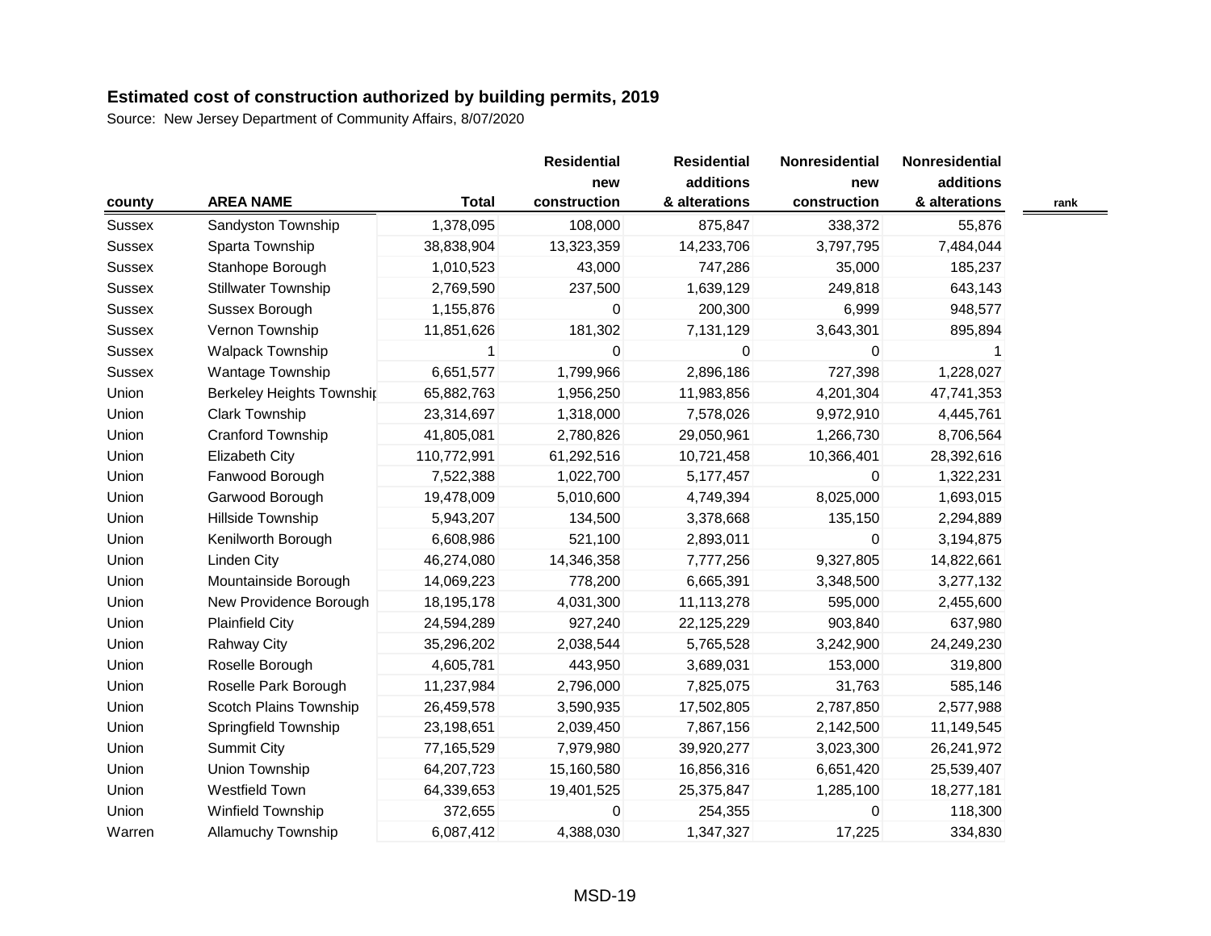# Estimated cost of construction authorized by building permits, 2019

Source: New Jersey Department of Community Affairs, 8/07/2020

| county | AREA NAME | Total | Residential new construction | Residential additions & alterations | Nonresidential new construction | Nonresidential additions & alterations | rank |
|---|---|---|---|---|---|---|---|
| Sussex | Sandyston Township | 1,378,095 | 108,000 | 875,847 | 338,372 | 55,876 | |
| Sussex | Sparta Township | 38,838,904 | 13,323,359 | 14,233,706 | 3,797,795 | 7,484,044 | |
| Sussex | Stanhope Borough | 1,010,523 | 43,000 | 747,286 | 35,000 | 185,237 | |
| Sussex | Stillwater Township | 2,769,590 | 237,500 | 1,639,129 | 249,818 | 643,143 | |
| Sussex | Sussex Borough | 1,155,876 | 0 | 200,300 | 6,999 | 948,577 | |
| Sussex | Vernon Township | 11,851,626 | 181,302 | 7,131,129 | 3,643,301 | 895,894 | |
| Sussex | Walpack Township | 1 | 0 | 0 | 0 | 1 | |
| Sussex | Wantage Township | 6,651,577 | 1,799,966 | 2,896,186 | 727,398 | 1,228,027 | |
| Union | Berkeley Heights Townshi | 65,882,763 | 1,956,250 | 11,983,856 | 4,201,304 | 47,741,353 | |
| Union | Clark Township | 23,314,697 | 1,318,000 | 7,578,026 | 9,972,910 | 4,445,761 | |
| Union | Cranford Township | 41,805,081 | 2,780,826 | 29,050,961 | 1,266,730 | 8,706,564 | |
| Union | Elizabeth City | 110,772,991 | 61,292,516 | 10,721,458 | 10,366,401 | 28,392,616 | |
| Union | Fanwood Borough | 7,522,388 | 1,022,700 | 5,177,457 | 0 | 1,322,231 | |
| Union | Garwood Borough | 19,478,009 | 5,010,600 | 4,749,394 | 8,025,000 | 1,693,015 | |
| Union | Hillside Township | 5,943,207 | 134,500 | 3,378,668 | 135,150 | 2,294,889 | |
| Union | Kenilworth Borough | 6,608,986 | 521,100 | 2,893,011 | 0 | 3,194,875 | |
| Union | Linden City | 46,274,080 | 14,346,358 | 7,777,256 | 9,327,805 | 14,822,661 | |
| Union | Mountainside Borough | 14,069,223 | 778,200 | 6,665,391 | 3,348,500 | 3,277,132 | |
| Union | New Providence Borough | 18,195,178 | 4,031,300 | 11,113,278 | 595,000 | 2,455,600 | |
| Union | Plainfield City | 24,594,289 | 927,240 | 22,125,229 | 903,840 | 637,980 | |
| Union | Rahway City | 35,296,202 | 2,038,544 | 5,765,528 | 3,242,900 | 24,249,230 | |
| Union | Roselle Borough | 4,605,781 | 443,950 | 3,689,031 | 153,000 | 319,800 | |
| Union | Roselle Park Borough | 11,237,984 | 2,796,000 | 7,825,075 | 31,763 | 585,146 | |
| Union | Scotch Plains Township | 26,459,578 | 3,590,935 | 17,502,805 | 2,787,850 | 2,577,988 | |
| Union | Springfield Township | 23,198,651 | 2,039,450 | 7,867,156 | 2,142,500 | 11,149,545 | |
| Union | Summit City | 77,165,529 | 7,979,980 | 39,920,277 | 3,023,300 | 26,241,972 | |
| Union | Union Township | 64,207,723 | 15,160,580 | 16,856,316 | 6,651,420 | 25,539,407 | |
| Union | Westfield Town | 64,339,653 | 19,401,525 | 25,375,847 | 1,285,100 | 18,277,181 | |
| Union | Winfield Township | 372,655 | 0 | 254,355 | 0 | 118,300 | |
| Warren | Allamuchy Township | 6,087,412 | 4,388,030 | 1,347,327 | 17,225 | 334,830 | |

MSD-19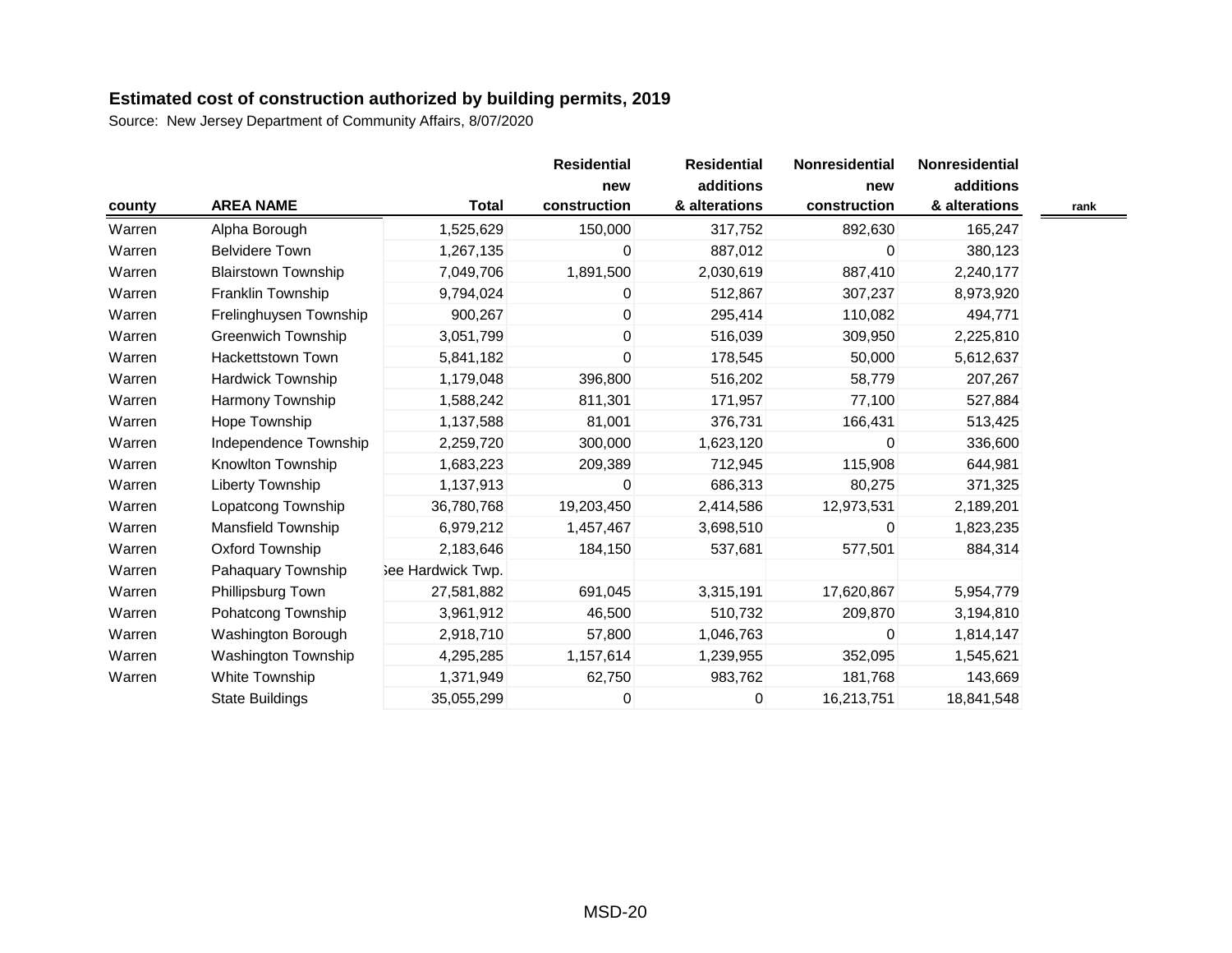**Estimated cost of construction authorized by building permits, 2019**

Source: New Jersey Department of Community Affairs, 8/07/2020

| county | AREA NAME | Total | Residential new construction | Residential additions & alterations | Nonresidential new construction | Nonresidential additions & alterations | rank |
|---|---|---|---|---|---|---|---|
| Warren | Alpha Borough | 1,525,629 | 150,000 | 317,752 | 892,630 | 165,247 | |
| Warren | Belvidere Town | 1,267,135 | 0 | 887,012 | 0 | 380,123 | |
| Warren | Blairstown Township | 7,049,706 | 1,891,500 | 2,030,619 | 887,410 | 2,240,177 | |
| Warren | Franklin Township | 9,794,024 | 0 | 512,867 | 307,237 | 8,973,920 | |
| Warren | Frelinghuysen Township | 900,267 | 0 | 295,414 | 110,082 | 494,771 | |
| Warren | Greenwich Township | 3,051,799 | 0 | 516,039 | 309,950 | 2,225,810 | |
| Warren | Hackettstown Town | 5,841,182 | 0 | 178,545 | 50,000 | 5,612,637 | |
| Warren | Hardwick Township | 1,179,048 | 396,800 | 516,202 | 58,779 | 207,267 | |
| Warren | Harmony Township | 1,588,242 | 811,301 | 171,957 | 77,100 | 527,884 | |
| Warren | Hope Township | 1,137,588 | 81,001 | 376,731 | 166,431 | 513,425 | |
| Warren | Independence Township | 2,259,720 | 300,000 | 1,623,120 | 0 | 336,600 | |
| Warren | Knowlton Township | 1,683,223 | 209,389 | 712,945 | 115,908 | 644,981 | |
| Warren | Liberty Township | 1,137,913 | 0 | 686,313 | 80,275 | 371,325 | |
| Warren | Lopatcong Township | 36,780,768 | 19,203,450 | 2,414,586 | 12,973,531 | 2,189,201 | |
| Warren | Mansfield Township | 6,979,212 | 1,457,467 | 3,698,510 | 0 | 1,823,235 | |
| Warren | Oxford Township | 2,183,646 | 184,150 | 537,681 | 577,501 | 884,314 | |
| Warren | Pahaquary Township | See Hardwick Twp. | | | | | |
| Warren | Phillipsburg Town | 27,581,882 | 691,045 | 3,315,191 | 17,620,867 | 5,954,779 | |
| Warren | Pohatcong Township | 3,961,912 | 46,500 | 510,732 | 209,870 | 3,194,810 | |
| Warren | Washington Borough | 2,918,710 | 57,800 | 1,046,763 | 0 | 1,814,147 | |
| Warren | Washington Township | 4,295,285 | 1,157,614 | 1,239,955 | 352,095 | 1,545,621 | |
| Warren | White Township | 1,371,949 | 62,750 | 983,762 | 181,768 | 143,669 | |
| | State Buildings | 35,055,299 | 0 | 0 | 16,213,751 | 18,841,548 | |